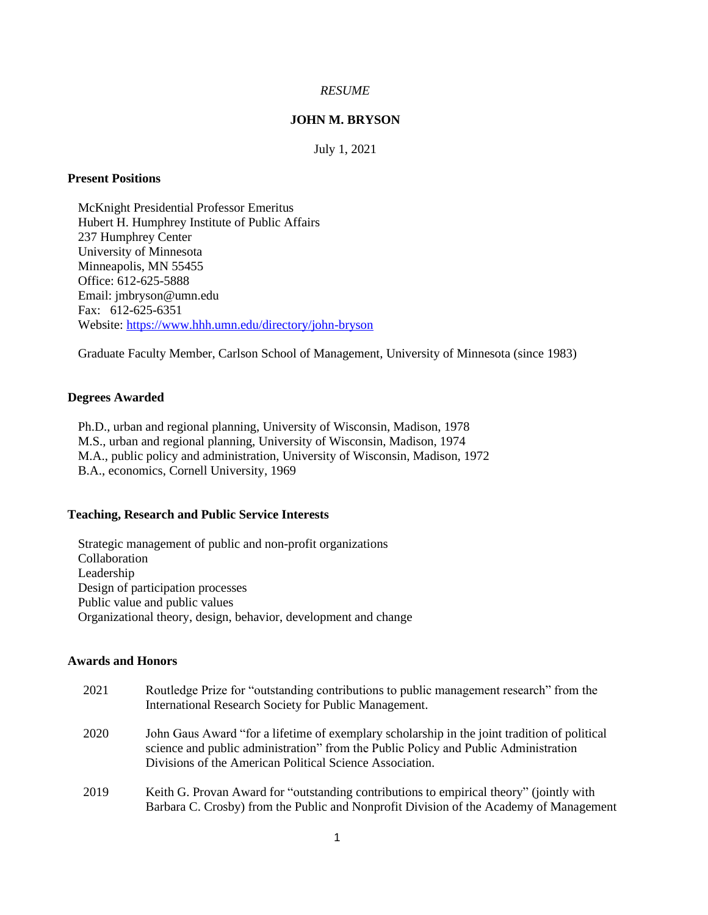*RESUME*

# JOHN M. BRYSON

July 1, 2021

## Present Positions

McKnight Presidential Professor Emeritus
Hubert H. Humphrey Institute of Public Affairs
237 Humphrey Center
University of Minnesota
Minneapolis, MN 55455
Office: 612-625-5888
Email: jmbryson@umn.edu
Fax: 612-625-6351
Website: https://www.hhh.umn.edu/directory/john-bryson

Graduate Faculty Member, Carlson School of Management, University of Minnesota (since 1983)

## Degrees Awarded

Ph.D., urban and regional planning, University of Wisconsin, Madison, 1978
M.S., urban and regional planning, University of Wisconsin, Madison, 1974
M.A., public policy and administration, University of Wisconsin, Madison, 1972
B.A., economics, Cornell University, 1969

## Teaching, Research and Public Service Interests

Strategic management of public and non-profit organizations
Collaboration
Leadership
Design of participation processes
Public value and public values
Organizational theory, design, behavior, development and change

## Awards and Honors

2021 Routledge Prize for "outstanding contributions to public management research" from the International Research Society for Public Management.

2020 John Gaus Award "for a lifetime of exemplary scholarship in the joint tradition of political science and public administration" from the Public Policy and Public Administration Divisions of the American Political Science Association.

2019 Keith G. Provan Award for "outstanding contributions to empirical theory" (jointly with Barbara C. Crosby) from the Public and Nonprofit Division of the Academy of Management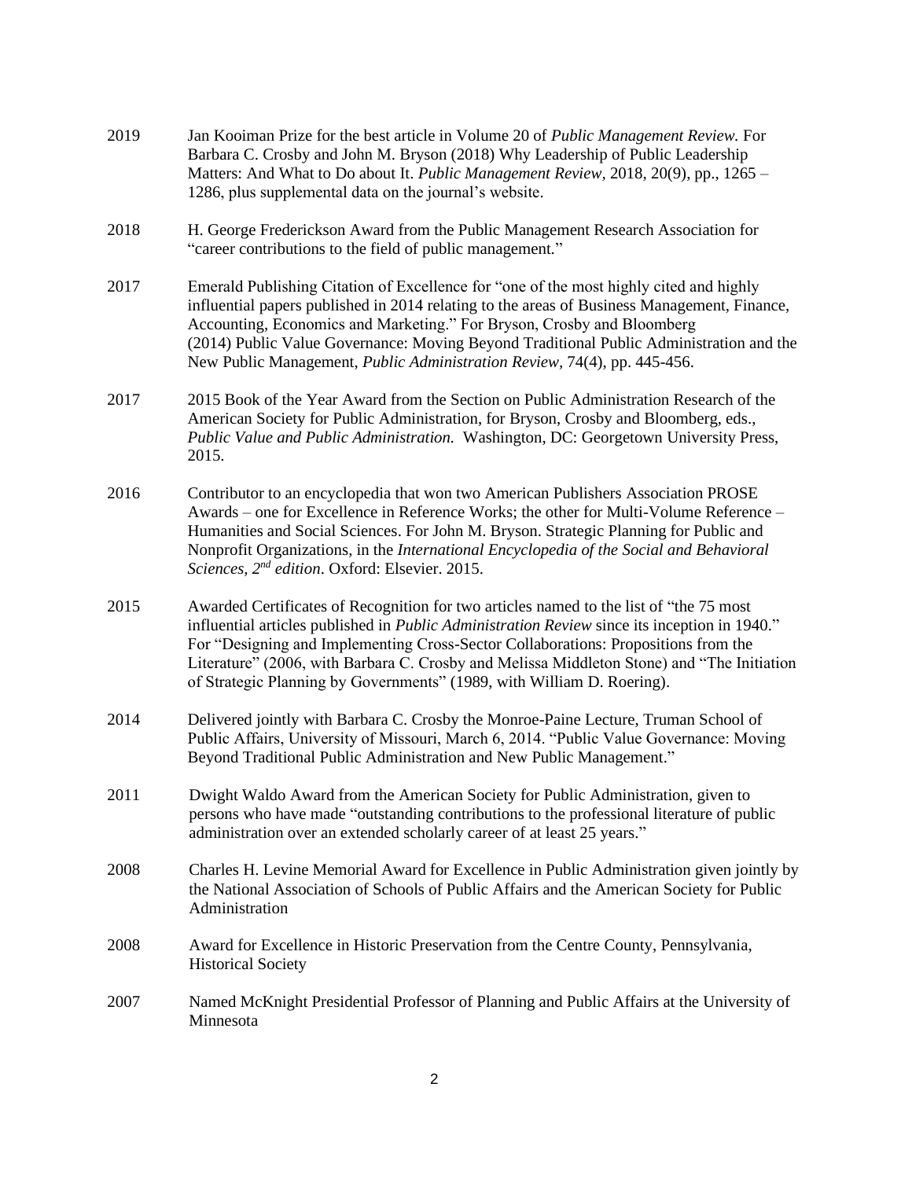2019 Jan Kooiman Prize for the best article in Volume 20 of *Public Management Review.* For Barbara C. Crosby and John M. Bryson (2018) Why Leadership of Public Leadership Matters: And What to Do about It. *Public Management Review*, 2018, 20(9), pp., 1265 – 1286, plus supplemental data on the journal's website.

2018 H. George Frederickson Award from the Public Management Research Association for "career contributions to the field of public management."

2017 Emerald Publishing Citation of Excellence for "one of the most highly cited and highly influential papers published in 2014 relating to the areas of Business Management, Finance, Accounting, Economics and Marketing." For Bryson, Crosby and Bloomberg (2014) Public Value Governance: Moving Beyond Traditional Public Administration and the New Public Management, *Public Administration Review*, 74(4), pp. 445-456.

2017 2015 Book of the Year Award from the Section on Public Administration Research of the American Society for Public Administration, for Bryson, Crosby and Bloomberg, eds., *Public Value and Public Administration.* Washington, DC: Georgetown University Press, 2015.

2016 Contributor to an encyclopedia that won two American Publishers Association PROSE Awards – one for Excellence in Reference Works; the other for Multi-Volume Reference – Humanities and Social Sciences. For John M. Bryson. Strategic Planning for Public and Nonprofit Organizations, in the *International Encyclopedia of the Social and Behavioral Sciences, 2nd edition*. Oxford: Elsevier. 2015.

2015 Awarded Certificates of Recognition for two articles named to the list of "the 75 most influential articles published in *Public Administration Review* since its inception in 1940." For "Designing and Implementing Cross-Sector Collaborations: Propositions from the Literature" (2006, with Barbara C. Crosby and Melissa Middleton Stone) and "The Initiation of Strategic Planning by Governments" (1989, with William D. Roering).

2014 Delivered jointly with Barbara C. Crosby the Monroe-Paine Lecture, Truman School of Public Affairs, University of Missouri, March 6, 2014. "Public Value Governance: Moving Beyond Traditional Public Administration and New Public Management."

2011 Dwight Waldo Award from the American Society for Public Administration, given to persons who have made "outstanding contributions to the professional literature of public administration over an extended scholarly career of at least 25 years."

2008 Charles H. Levine Memorial Award for Excellence in Public Administration given jointly by the National Association of Schools of Public Affairs and the American Society for Public Administration

2008 Award for Excellence in Historic Preservation from the Centre County, Pennsylvania, Historical Society

2007 Named McKnight Presidential Professor of Planning and Public Affairs at the University of Minnesota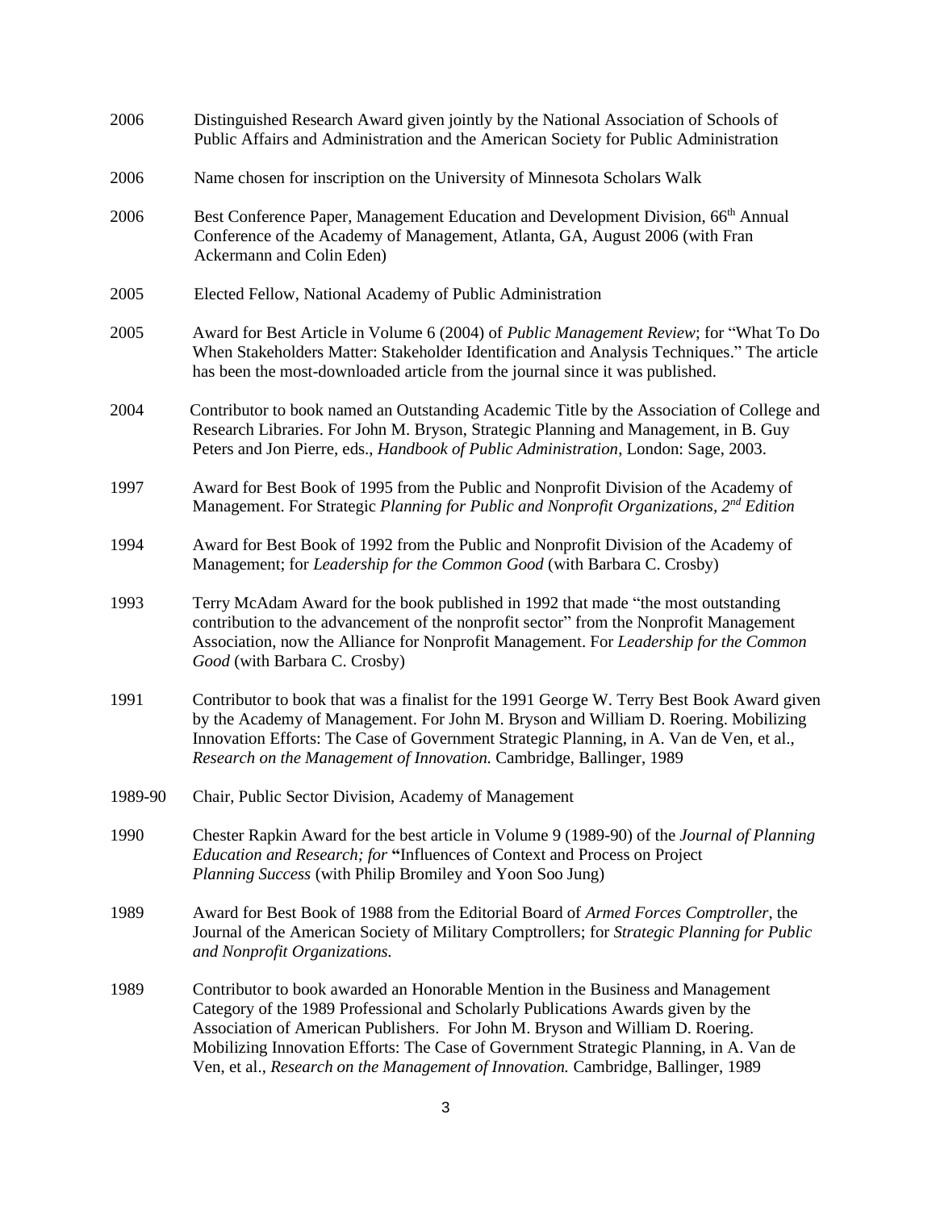2006 Distinguished Research Award given jointly by the National Association of Schools of Public Affairs and Administration and the American Society for Public Administration

2006 Name chosen for inscription on the University of Minnesota Scholars Walk

2006 Best Conference Paper, Management Education and Development Division, 66th Annual Conference of the Academy of Management, Atlanta, GA, August 2006 (with Fran Ackermann and Colin Eden)

2005 Elected Fellow, National Academy of Public Administration

2005 Award for Best Article in Volume 6 (2004) of *Public Management Review*; for "What To Do When Stakeholders Matter: Stakeholder Identification and Analysis Techniques." The article has been the most-downloaded article from the journal since it was published.

2004 Contributor to book named an Outstanding Academic Title by the Association of College and Research Libraries. For John M. Bryson, Strategic Planning and Management, in B. Guy Peters and Jon Pierre, eds., *Handbook of Public Administration*, London: Sage, 2003.

1997 Award for Best Book of 1995 from the Public and Nonprofit Division of the Academy of Management. For Strategic *Planning for Public and Nonprofit Organizations, 2nd Edition*

1994 Award for Best Book of 1992 from the Public and Nonprofit Division of the Academy of Management; for *Leadership for the Common Good* (with Barbara C. Crosby)

1993 Terry McAdam Award for the book published in 1992 that made "the most outstanding contribution to the advancement of the nonprofit sector" from the Nonprofit Management Association, now the Alliance for Nonprofit Management. For *Leadership for the Common Good* (with Barbara C. Crosby)

1991 Contributor to book that was a finalist for the 1991 George W. Terry Best Book Award given by the Academy of Management. For John M. Bryson and William D. Roering. Mobilizing Innovation Efforts: The Case of Government Strategic Planning, in A. Van de Ven, et al., *Research on the Management of Innovation.* Cambridge, Ballinger, 1989

1989-90 Chair, Public Sector Division, Academy of Management

1990 Chester Rapkin Award for the best article in Volume 9 (1989-90) of the *Journal of Planning Education and Research; for* **"**Influences of Context and Process on Project *Planning Success* (with Philip Bromiley and Yoon Soo Jung)

1989 Award for Best Book of 1988 from the Editorial Board of *Armed Forces Comptroller*, the Journal of the American Society of Military Comptrollers; for *Strategic Planning for Public and Nonprofit Organizations.*

1989 Contributor to book awarded an Honorable Mention in the Business and Management Category of the 1989 Professional and Scholarly Publications Awards given by the Association of American Publishers. For John M. Bryson and William D. Roering. Mobilizing Innovation Efforts: The Case of Government Strategic Planning, in A. Van de Ven, et al., *Research on the Management of Innovation.* Cambridge, Ballinger, 1989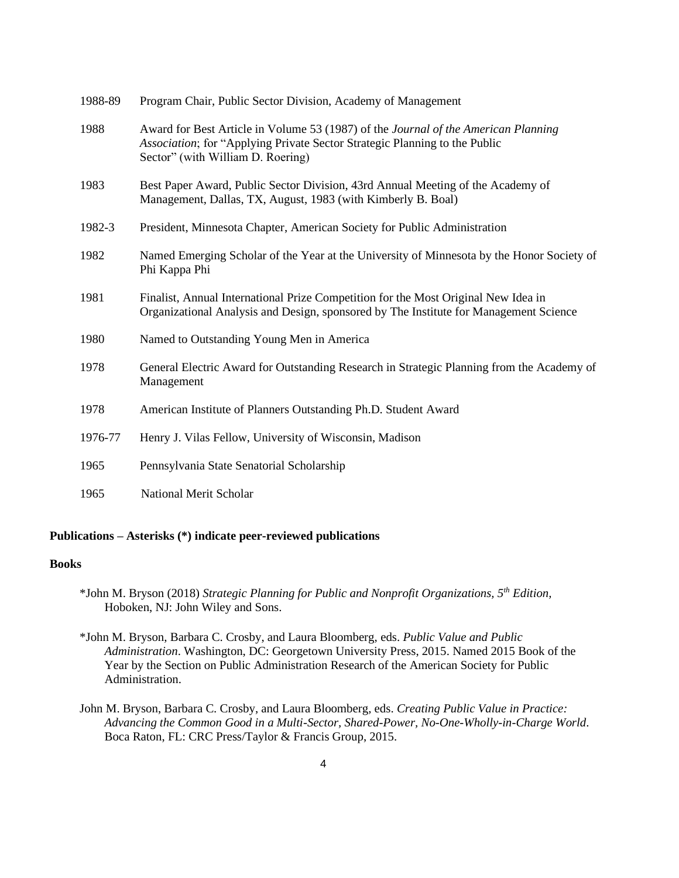| | |
|---|---|
| 1988-89 | Program Chair, Public Sector Division, Academy of Management |
| 1988 | Award for Best Article in Volume 53 (1987) of the *Journal of the American Planning Association*; for "Applying Private Sector Strategic Planning to the Public Sector" (with William D. Roering) |
| 1983 | Best Paper Award, Public Sector Division, 43rd Annual Meeting of the Academy of Management, Dallas, TX, August, 1983 (with Kimberly B. Boal) |
| 1982-3 | President, Minnesota Chapter, American Society for Public Administration |
| 1982 | Named Emerging Scholar of the Year at the University of Minnesota by the Honor Society of Phi Kappa Phi |
| 1981 | Finalist, Annual International Prize Competition for the Most Original New Idea in Organizational Analysis and Design, sponsored by The Institute for Management Science |
| 1980 | Named to Outstanding Young Men in America |
| 1978 | General Electric Award for Outstanding Research in Strategic Planning from the Academy of Management |
| 1978 | American Institute of Planners Outstanding Ph.D. Student Award |
| 1976-77 | Henry J. Vilas Fellow, University of Wisconsin, Madison |
| 1965 | Pennsylvania State Senatorial Scholarship |
| 1965 | National Merit Scholar |

**Publications – Asterisks (*) indicate peer-reviewed publications**

**Books**

*John M. Bryson (2018) *Strategic Planning for Public and Nonprofit Organizations, 5th Edition*, Hoboken, NJ: John Wiley and Sons.

*John M. Bryson, Barbara C. Crosby, and Laura Bloomberg, eds. *Public Value and Public Administration*. Washington, DC: Georgetown University Press, 2015. Named 2015 Book of the Year by the Section on Public Administration Research of the American Society for Public Administration.

John M. Bryson, Barbara C. Crosby, and Laura Bloomberg, eds. *Creating Public Value in Practice: Advancing the Common Good in a Multi-Sector, Shared-Power, No-One-Wholly-in-Charge World*. Boca Raton, FL: CRC Press/Taylor & Francis Group, 2015.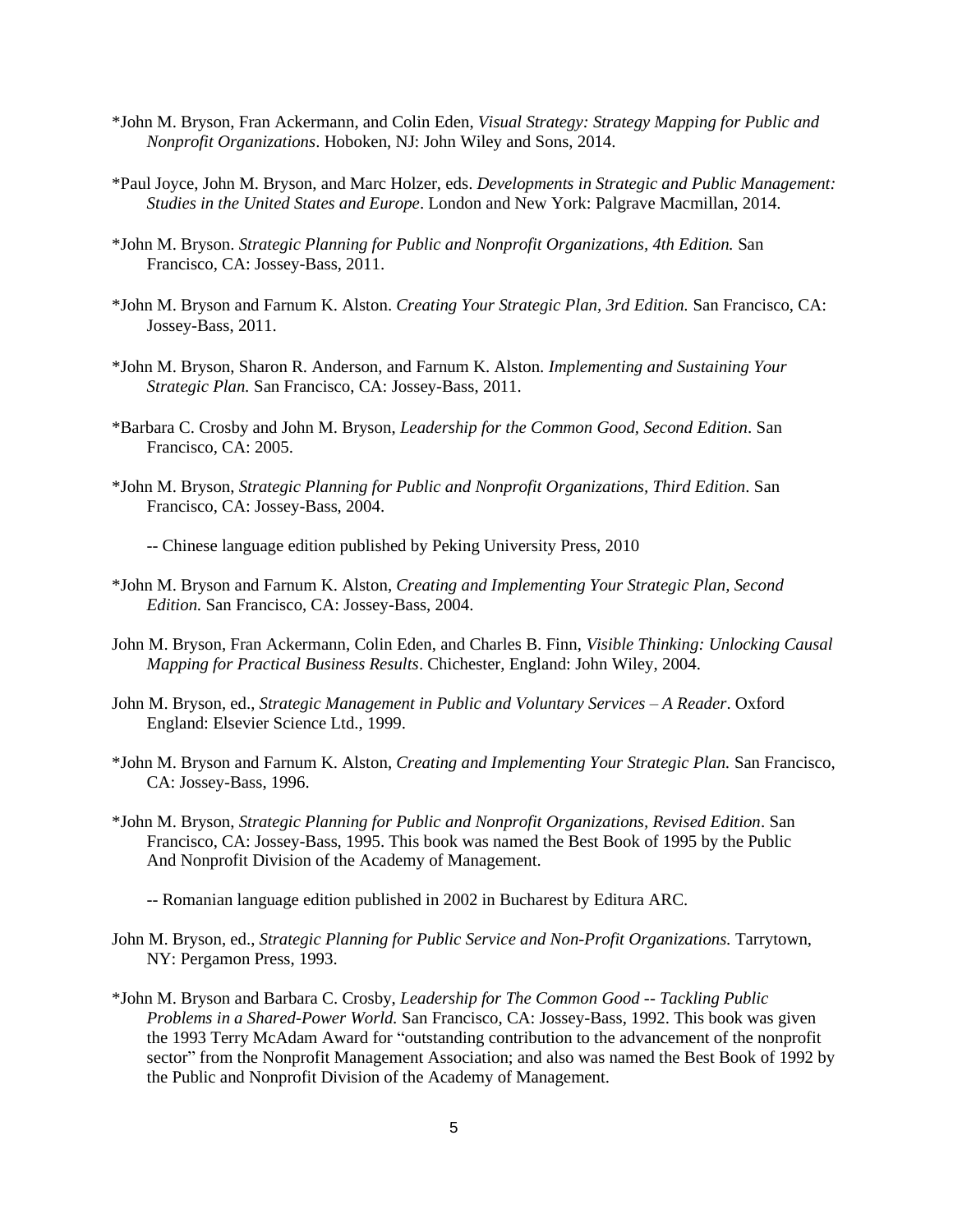*John M. Bryson, Fran Ackermann, and Colin Eden, *Visual Strategy: Strategy Mapping for Public and Nonprofit Organizations*. Hoboken, NJ: John Wiley and Sons, 2014.

*Paul Joyce, John M. Bryson, and Marc Holzer, eds. *Developments in Strategic and Public Management: Studies in the United States and Europe*. London and New York: Palgrave Macmillan, 2014.

*John M. Bryson. *Strategic Planning for Public and Nonprofit Organizations, 4th Edition.* San Francisco, CA: Jossey-Bass, 2011.

*John M. Bryson and Farnum K. Alston. *Creating Your Strategic Plan, 3rd Edition.* San Francisco, CA: Jossey-Bass, 2011.

*John M. Bryson, Sharon R. Anderson, and Farnum K. Alston. *Implementing and Sustaining Your Strategic Plan.* San Francisco, CA: Jossey-Bass, 2011.

*Barbara C. Crosby and John M. Bryson, *Leadership for the Common Good, Second Edition*. San Francisco, CA: 2005.

*John M. Bryson, *Strategic Planning for Public and Nonprofit Organizations, Third Edition*. San Francisco, CA: Jossey-Bass, 2004.

-- Chinese language edition published by Peking University Press, 2010

*John M. Bryson and Farnum K. Alston, *Creating and Implementing Your Strategic Plan, Second Edition.* San Francisco, CA: Jossey-Bass, 2004.

John M. Bryson, Fran Ackermann, Colin Eden, and Charles B. Finn, *Visible Thinking: Unlocking Causal Mapping for Practical Business Results*. Chichester, England: John Wiley, 2004.

John M. Bryson, ed., *Strategic Management in Public and Voluntary Services – A Reader*. Oxford England: Elsevier Science Ltd., 1999.

*John M. Bryson and Farnum K. Alston, *Creating and Implementing Your Strategic Plan.* San Francisco, CA: Jossey-Bass, 1996.

*John M. Bryson, *Strategic Planning for Public and Nonprofit Organizations, Revised Edition*. San Francisco, CA: Jossey-Bass, 1995. This book was named the Best Book of 1995 by the Public And Nonprofit Division of the Academy of Management.

-- Romanian language edition published in 2002 in Bucharest by Editura ARC.

John M. Bryson, ed., *Strategic Planning for Public Service and Non-Profit Organizations.* Tarrytown, NY: Pergamon Press, 1993.

*John M. Bryson and Barbara C. Crosby, *Leadership for The Common Good -- Tackling Public Problems in a Shared-Power World.* San Francisco, CA: Jossey-Bass, 1992. This book was given the 1993 Terry McAdam Award for "outstanding contribution to the advancement of the nonprofit sector" from the Nonprofit Management Association; and also was named the Best Book of 1992 by the Public and Nonprofit Division of the Academy of Management.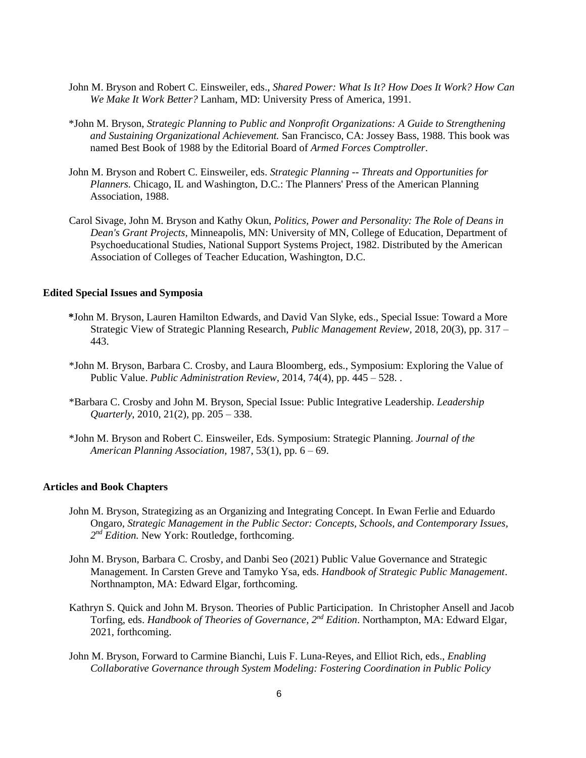John M. Bryson and Robert C. Einsweiler, eds., *Shared Power: What Is It? How Does It Work? How Can We Make It Work Better?* Lanham, MD: University Press of America, 1991.

*John M. Bryson, *Strategic Planning to Public and Nonprofit Organizations: A Guide to Strengthening and Sustaining Organizational Achievement.* San Francisco, CA: Jossey Bass, 1988. This book was named Best Book of 1988 by the Editorial Board of *Armed Forces Comptroller*.

John M. Bryson and Robert C. Einsweiler, eds. *Strategic Planning -- Threats and Opportunities for Planners.* Chicago, IL and Washington, D.C.: The Planners' Press of the American Planning Association, 1988.

Carol Sivage, John M. Bryson and Kathy Okun, *Politics, Power and Personality: The Role of Deans in Dean's Grant Projects,* Minneapolis, MN: University of MN, College of Education, Department of Psychoeducational Studies, National Support Systems Project, 1982. Distributed by the American Association of Colleges of Teacher Education, Washington, D.C.

**Edited Special Issues and Symposia**

**\***John M. Bryson, Lauren Hamilton Edwards, and David Van Slyke, eds., Special Issue: Toward a More Strategic View of Strategic Planning Research, *Public Management Review*, 2018, 20(3), pp. 317 – 443.

*John M. Bryson, Barbara C. Crosby, and Laura Bloomberg, eds., Symposium: Exploring the Value of Public Value. *Public Administration Review*, 2014, 74(4), pp. 445 – 528. .

*Barbara C. Crosby and John M. Bryson, Special Issue: Public Integrative Leadership. *Leadership Quarterly*, 2010, 21(2), pp. 205 – 338.

*John M. Bryson and Robert C. Einsweiler, Eds. Symposium: Strategic Planning. *Journal of the American Planning Association,* 1987, 53(1), pp. 6 – 69.

**Articles and Book Chapters**

John M. Bryson, Strategizing as an Organizing and Integrating Concept. In Ewan Ferlie and Eduardo Ongaro, *Strategic Management in the Public Sector: Concepts, Schools, and Contemporary Issues, 2nd Edition.* New York: Routledge, forthcoming.

John M. Bryson, Barbara C. Crosby, and Danbi Seo (2021) Public Value Governance and Strategic Management. In Carsten Greve and Tamyko Ysa, eds. *Handbook of Strategic Public Management*. Northnampton, MA: Edward Elgar, forthcoming.

Kathryn S. Quick and John M. Bryson. Theories of Public Participation. In Christopher Ansell and Jacob Torfing, eds. *Handbook of Theories of Governance, 2nd Edition*. Northampton, MA: Edward Elgar, 2021, forthcoming.

John M. Bryson, Forward to Carmine Bianchi, Luis F. Luna-Reyes, and Elliot Rich, eds., *Enabling Collaborative Governance through System Modeling: Fostering Coordination in Public Policy*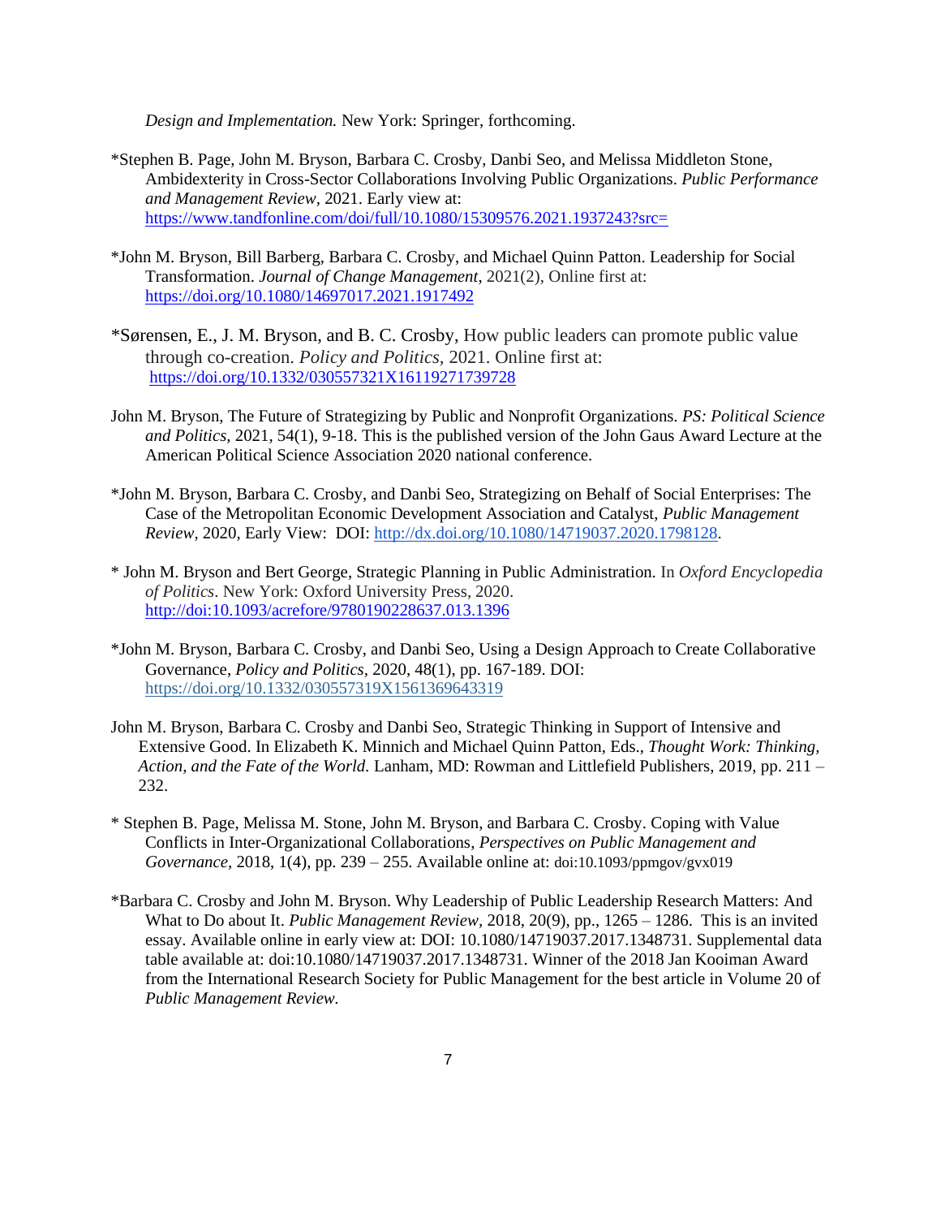*Design and Implementation.* New York: Springer, forthcoming.

*Stephen B. Page, John M. Bryson, Barbara C. Crosby, Danbi Seo, and Melissa Middleton Stone, Ambidexterity in Cross-Sector Collaborations Involving Public Organizations. *Public Performance and Management Review*, 2021. Early view at: https://www.tandfonline.com/doi/full/10.1080/15309576.2021.1937243?src=

*John M. Bryson, Bill Barberg, Barbara C. Crosby, and Michael Quinn Patton. Leadership for Social Transformation. *Journal of Change Management*, 2021(2), Online first at: https://doi.org/10.1080/14697017.2021.1917492

*Sørensen, E., J. M. Bryson, and B. C. Crosby, How public leaders can promote public value through co-creation. *Policy and Politics*, 2021. Online first at: https://doi.org/10.1332/030557321X16119271739728

John M. Bryson, The Future of Strategizing by Public and Nonprofit Organizations. *PS: Political Science and Politics*, 2021, 54(1), 9-18. This is the published version of the John Gaus Award Lecture at the American Political Science Association 2020 national conference.

*John M. Bryson, Barbara C. Crosby, and Danbi Seo, Strategizing on Behalf of Social Enterprises: The Case of the Metropolitan Economic Development Association and Catalyst, *Public Management Review*, 2020, Early View: DOI: http://dx.doi.org/10.1080/14719037.2020.1798128.

* John M. Bryson and Bert George, Strategic Planning in Public Administration. In *Oxford Encyclopedia of Politics*. New York: Oxford University Press, 2020. http://doi:10.1093/acrefore/9780190228637.013.1396

*John M. Bryson, Barbara C. Crosby, and Danbi Seo, Using a Design Approach to Create Collaborative Governance, *Policy and Politics*, 2020, 48(1), pp. 167-189. DOI: https://doi.org/10.1332/030557319X15613696433190

John M. Bryson, Barbara C. Crosby and Danbi Seo, Strategic Thinking in Support of Intensive and Extensive Good. In Elizabeth K. Minnich and Michael Quinn Patton, Eds., *Thought Work: Thinking, Action, and the Fate of the World.* Lanham, MD: Rowman and Littlefield Publishers, 2019, pp. 211 – 232.

* Stephen B. Page, Melissa M. Stone, John M. Bryson, and Barbara C. Crosby. Coping with Value Conflicts in Inter-Organizational Collaborations, *Perspectives on Public Management and Governance*, 2018, 1(4), pp. 239 – 255. Available online at: doi:10.1093/ppmgov/gvx019

*Barbara C. Crosby and John M. Bryson. Why Leadership of Public Leadership Research Matters: And What to Do about It. *Public Management Review*, 2018, 20(9), pp., 1265 – 1286. This is an invited essay. Available online in early view at: DOI: 10.1080/14719037.2017.1348731. Supplemental data table available at: doi:10.1080/14719037.2017.1348731. Winner of the 2018 Jan Kooiman Award from the International Research Society for Public Management for the best article in Volume 20 of *Public Management Review.*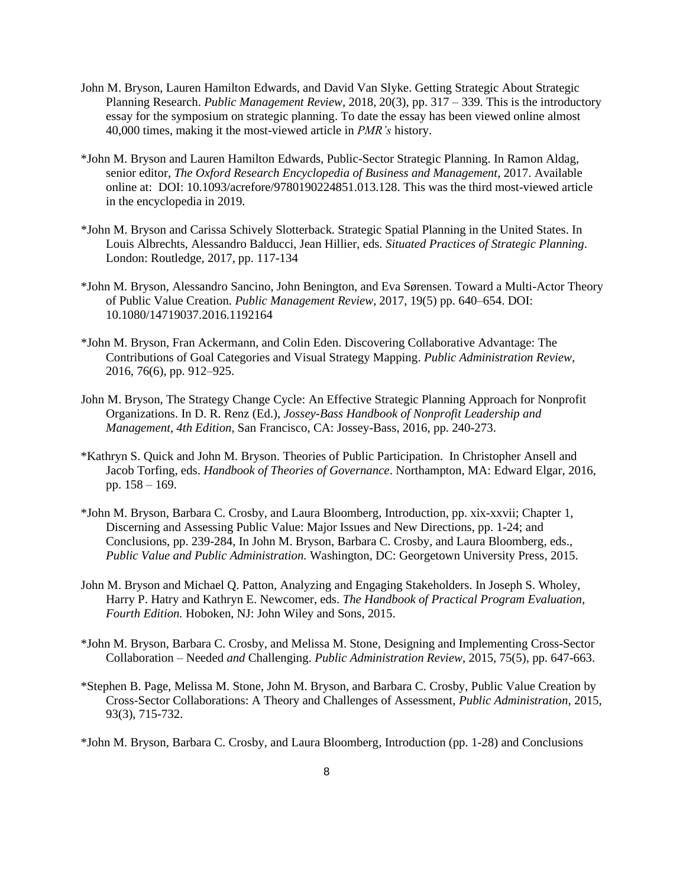John M. Bryson, Lauren Hamilton Edwards, and David Van Slyke. Getting Strategic About Strategic Planning Research. *Public Management Review*, 2018, 20(3), pp. 317 – 339. This is the introductory essay for the symposium on strategic planning. To date the essay has been viewed online almost 40,000 times, making it the most-viewed article in *PMR's* history.

*John M. Bryson and Lauren Hamilton Edwards, Public-Sector Strategic Planning. In Ramon Aldag, senior editor, *The Oxford Research Encyclopedia of Business and Management*, 2017. Available online at: DOI: 10.1093/acrefore/9780190224851.013.128. This was the third most-viewed article in the encyclopedia in 2019.

*John M. Bryson and Carissa Schively Slotterback. Strategic Spatial Planning in the United States. In Louis Albrechts, Alessandro Balducci, Jean Hillier, eds. *Situated Practices of Strategic Planning*. London: Routledge, 2017, pp. 117-134

*John M. Bryson, Alessandro Sancino, John Benington, and Eva Sørensen. Toward a Multi-Actor Theory of Public Value Creation. *Public Management Review*, 2017, 19(5) pp. 640–654. DOI: 10.1080/14719037.2016.1192164

*John M. Bryson, Fran Ackermann, and Colin Eden. Discovering Collaborative Advantage: The Contributions of Goal Categories and Visual Strategy Mapping. *Public Administration Review*, 2016, 76(6), pp. 912–925.

John M. Bryson, The Strategy Change Cycle: An Effective Strategic Planning Approach for Nonprofit Organizations. In D. R. Renz (Ed.), *Jossey-Bass Handbook of Nonprofit Leadership and Management, 4th Edition*, San Francisco, CA: Jossey-Bass, 2016, pp. 240-273.

*Kathryn S. Quick and John M. Bryson. Theories of Public Participation. In Christopher Ansell and Jacob Torfing, eds. *Handbook of Theories of Governance*. Northampton, MA: Edward Elgar, 2016, pp. 158 – 169.

*John M. Bryson, Barbara C. Crosby, and Laura Bloomberg, Introduction, pp. xix-xxvii; Chapter 1, Discerning and Assessing Public Value: Major Issues and New Directions, pp. 1-24; and Conclusions, pp. 239-284, In John M. Bryson, Barbara C. Crosby, and Laura Bloomberg, eds., *Public Value and Public Administration.* Washington, DC: Georgetown University Press, 2015.

John M. Bryson and Michael Q. Patton, Analyzing and Engaging Stakeholders. In Joseph S. Wholey, Harry P. Hatry and Kathryn E. Newcomer, eds. *The Handbook of Practical Program Evaluation, Fourth Edition.* Hoboken, NJ: John Wiley and Sons, 2015.

*John M. Bryson, Barbara C. Crosby, and Melissa M. Stone, Designing and Implementing Cross-Sector Collaboration – Needed *and* Challenging. *Public Administration Review*, 2015, 75(5), pp. 647-663.

*Stephen B. Page, Melissa M. Stone, John M. Bryson, and Barbara C. Crosby, Public Value Creation by Cross-Sector Collaborations: A Theory and Challenges of Assessment, *Public Administration*, 2015, 93(3), 715-732.

*John M. Bryson, Barbara C. Crosby, and Laura Bloomberg, Introduction (pp. 1-28) and Conclusions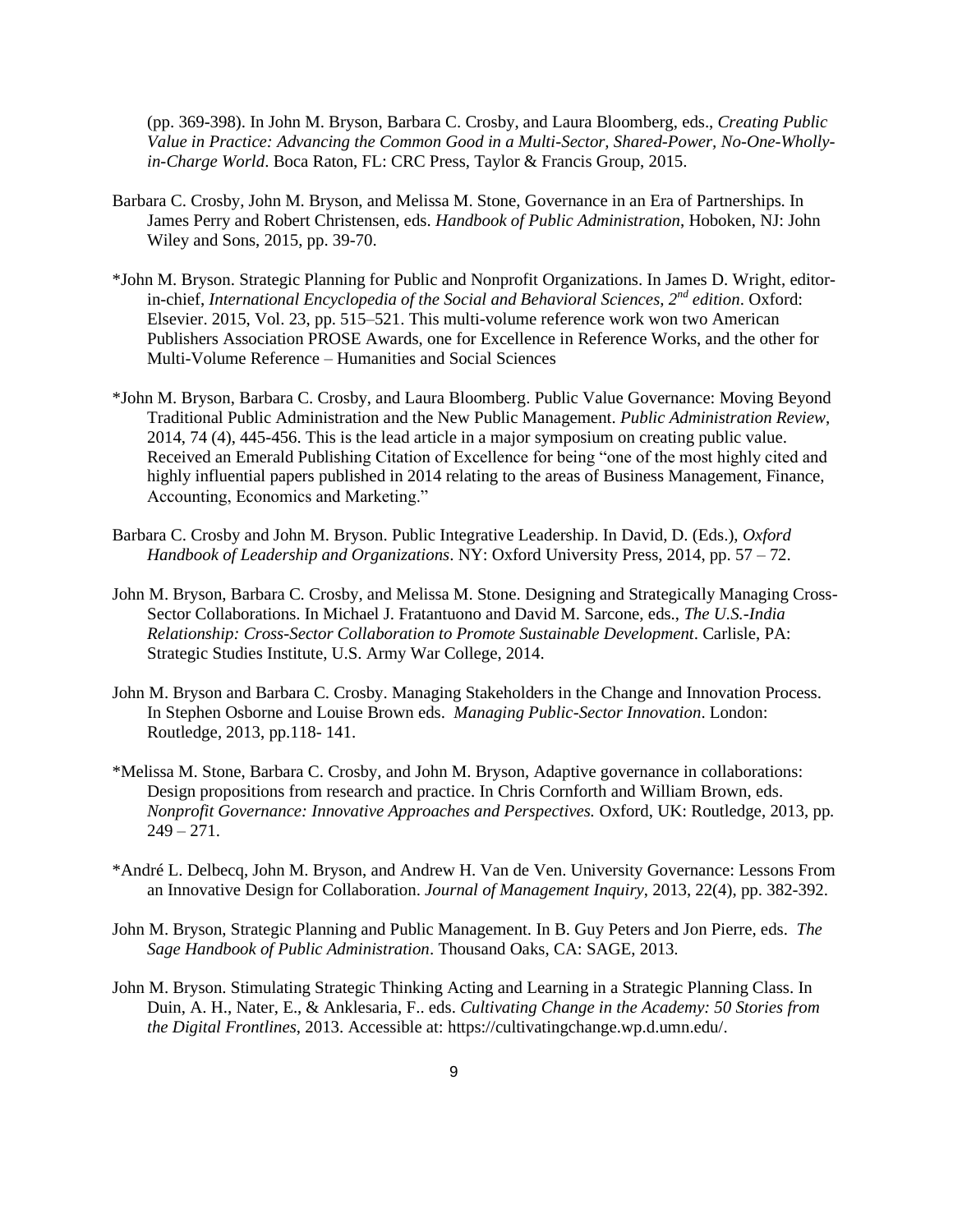(pp. 369-398). In John M. Bryson, Barbara C. Crosby, and Laura Bloomberg, eds., *Creating Public Value in Practice: Advancing the Common Good in a Multi-Sector, Shared-Power, No-One-Wholly-in-Charge World*. Boca Raton, FL: CRC Press, Taylor & Francis Group, 2015.

Barbara C. Crosby, John M. Bryson, and Melissa M. Stone, Governance in an Era of Partnerships. In James Perry and Robert Christensen, eds. *Handbook of Public Administration*, Hoboken, NJ: John Wiley and Sons, 2015, pp. 39-70.

*John M. Bryson. Strategic Planning for Public and Nonprofit Organizations. In James D. Wright, editor-in-chief, *International Encyclopedia of the Social and Behavioral Sciences, 2nd edition*. Oxford: Elsevier. 2015, Vol. 23, pp. 515–521. This multi-volume reference work won two American Publishers Association PROSE Awards, one for Excellence in Reference Works, and the other for Multi-Volume Reference – Humanities and Social Sciences

*John M. Bryson, Barbara C. Crosby, and Laura Bloomberg. Public Value Governance: Moving Beyond Traditional Public Administration and the New Public Management. *Public Administration Review*, 2014, 74 (4), 445-456. This is the lead article in a major symposium on creating public value. Received an Emerald Publishing Citation of Excellence for being "one of the most highly cited and highly influential papers published in 2014 relating to the areas of Business Management, Finance, Accounting, Economics and Marketing."

Barbara C. Crosby and John M. Bryson. Public Integrative Leadership. In David, D. (Eds.), *Oxford Handbook of Leadership and Organizations*. NY: Oxford University Press, 2014, pp. 57 – 72.

John M. Bryson, Barbara C. Crosby, and Melissa M. Stone. Designing and Strategically Managing Cross-Sector Collaborations. In Michael J. Fratantuono and David M. Sarcone, eds., *The U.S.-India Relationship: Cross-Sector Collaboration to Promote Sustainable Development*. Carlisle, PA: Strategic Studies Institute, U.S. Army War College, 2014.

John M. Bryson and Barbara C. Crosby. Managing Stakeholders in the Change and Innovation Process. In Stephen Osborne and Louise Brown eds. *Managing Public-Sector Innovation*. London: Routledge, 2013, pp.118- 141.

*Melissa M. Stone, Barbara C. Crosby, and John M. Bryson, Adaptive governance in collaborations: Design propositions from research and practice. In Chris Cornforth and William Brown, eds. *Nonprofit Governance: Innovative Approaches and Perspectives.* Oxford, UK: Routledge, 2013, pp. 249 – 271.

*André L. Delbecq, John M. Bryson, and Andrew H. Van de Ven. University Governance: Lessons From an Innovative Design for Collaboration. *Journal of Management Inquiry*, 2013, 22(4), pp. 382-392.

John M. Bryson, Strategic Planning and Public Management. In B. Guy Peters and Jon Pierre, eds. *The Sage Handbook of Public Administration*. Thousand Oaks, CA: SAGE, 2013.

John M. Bryson. Stimulating Strategic Thinking Acting and Learning in a Strategic Planning Class. In Duin, A. H., Nater, E., & Anklesaria, F.. eds. *Cultivating Change in the Academy: 50 Stories from the Digital Frontlines*, 2013. Accessible at: https://cultivatingchange.wp.d.umn.edu/.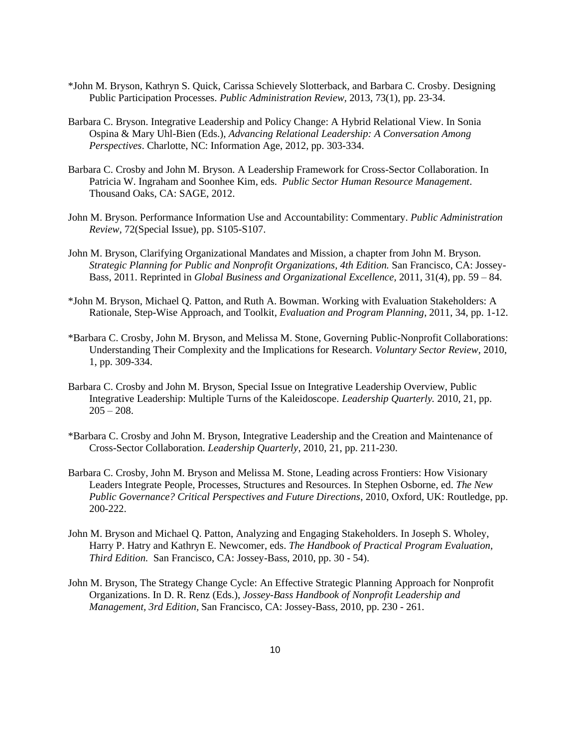*John M. Bryson, Kathryn S. Quick, Carissa Schively Slotterback, and Barbara C. Crosby. Designing Public Participation Processes. *Public Administration Review*, 2013, 73(1), pp. 23-34.

Barbara C. Bryson. Integrative Leadership and Policy Change: A Hybrid Relational View. In Sonia Ospina & Mary Uhl-Bien (Eds.), *Advancing Relational Leadership: A Conversation Among Perspectives*. Charlotte, NC: Information Age, 2012, pp. 303-334.

Barbara C. Crosby and John M. Bryson. A Leadership Framework for Cross-Sector Collaboration. In Patricia W. Ingraham and Soonhee Kim, eds. *Public Sector Human Resource Management*. Thousand Oaks, CA: SAGE, 2012.

John M. Bryson. Performance Information Use and Accountability: Commentary. *Public Administration Review*, 72(Special Issue), pp. S105-S107.

John M. Bryson, Clarifying Organizational Mandates and Mission, a chapter from John M. Bryson. *Strategic Planning for Public and Nonprofit Organizations, 4th Edition.* San Francisco, CA: Jossey-Bass, 2011. Reprinted in *Global Business and Organizational Excellence*, 2011, 31(4), pp. 59 – 84.

*John M. Bryson, Michael Q. Patton, and Ruth A. Bowman. Working with Evaluation Stakeholders: A Rationale, Step-Wise Approach, and Toolkit, *Evaluation and Program Planning*, 2011, 34, pp. 1-12.

*Barbara C. Crosby, John M. Bryson, and Melissa M. Stone, Governing Public-Nonprofit Collaborations: Understanding Their Complexity and the Implications for Research. *Voluntary Sector Review*, 2010, 1, pp. 309-334.

Barbara C. Crosby and John M. Bryson, Special Issue on Integrative Leadership Overview, Public Integrative Leadership: Multiple Turns of the Kaleidoscope. *Leadership Quarterly.* 2010, 21, pp. 205 – 208.

*Barbara C. Crosby and John M. Bryson, Integrative Leadership and the Creation and Maintenance of Cross-Sector Collaboration. *Leadership Quarterly*, 2010, 21, pp. 211-230.

Barbara C. Crosby, John M. Bryson and Melissa M. Stone, Leading across Frontiers: How Visionary Leaders Integrate People, Processes, Structures and Resources. In Stephen Osborne, ed. *The New Public Governance? Critical Perspectives and Future Directions*, 2010, Oxford, UK: Routledge, pp. 200-222.

John M. Bryson and Michael Q. Patton, Analyzing and Engaging Stakeholders. In Joseph S. Wholey, Harry P. Hatry and Kathryn E. Newcomer, eds. *The Handbook of Practical Program Evaluation, Third Edition.* San Francisco, CA: Jossey-Bass, 2010, pp. 30 - 54).

John M. Bryson, The Strategy Change Cycle: An Effective Strategic Planning Approach for Nonprofit Organizations. In D. R. Renz (Eds.), *Jossey-Bass Handbook of Nonprofit Leadership and Management, 3rd Edition*, San Francisco, CA: Jossey-Bass, 2010, pp. 230 - 261.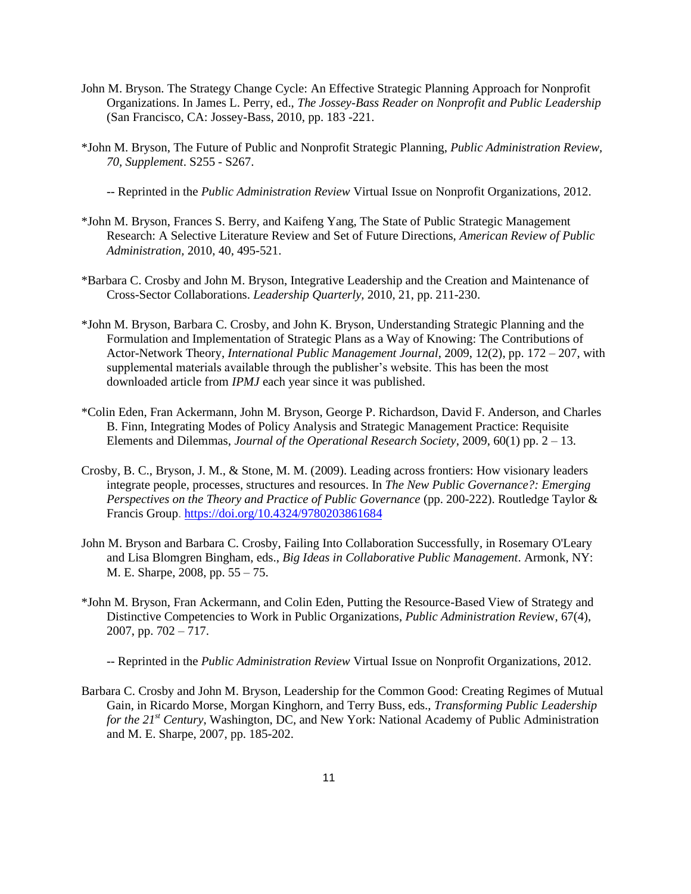John M. Bryson. The Strategy Change Cycle: An Effective Strategic Planning Approach for Nonprofit Organizations. In James L. Perry, ed., *The Jossey-Bass Reader on Nonprofit and Public Leadership* (San Francisco, CA: Jossey-Bass, 2010, pp. 183 -221.

*John M. Bryson, The Future of Public and Nonprofit Strategic Planning, *Public Administration Review, 70, Supplement*. S255 - S267.

-- Reprinted in the *Public Administration Review* Virtual Issue on Nonprofit Organizations, 2012.

*John M. Bryson, Frances S. Berry, and Kaifeng Yang, The State of Public Strategic Management Research: A Selective Literature Review and Set of Future Directions, *American Review of Public Administration,* 2010, 40, 495-521.

*Barbara C. Crosby and John M. Bryson, Integrative Leadership and the Creation and Maintenance of Cross-Sector Collaborations. *Leadership Quarterly,* 2010, 21, pp. 211-230.

*John M. Bryson, Barbara C. Crosby, and John K. Bryson, Understanding Strategic Planning and the Formulation and Implementation of Strategic Plans as a Way of Knowing: The Contributions of Actor-Network Theory, *International Public Management Journal*, 2009, 12(2), pp. 172 – 207, with supplemental materials available through the publisher's website. This has been the most downloaded article from *IPMJ* each year since it was published.

*Colin Eden, Fran Ackermann, John M. Bryson, George P. Richardson, David F. Anderson, and Charles B. Finn, Integrating Modes of Policy Analysis and Strategic Management Practice: Requisite Elements and Dilemmas, *Journal of the Operational Research Society*, 2009, 60(1) pp. 2 – 13.

Crosby, B. C., Bryson, J. M., & Stone, M. M. (2009). Leading across frontiers: How visionary leaders integrate people, processes, structures and resources. In *The New Public Governance?: Emerging Perspectives on the Theory and Practice of Public Governance* (pp. 200-222). Routledge Taylor & Francis Group. https://doi.org/10.4324/9780203861684

John M. Bryson and Barbara C. Crosby, Failing Into Collaboration Successfully, in Rosemary O'Leary and Lisa Blomgren Bingham, eds., *Big Ideas in Collaborative Public Management*. Armonk, NY: M. E. Sharpe, 2008, pp. 55 – 75.

*John M. Bryson, Fran Ackermann, and Colin Eden, Putting the Resource-Based View of Strategy and Distinctive Competencies to Work in Public Organizations, *Public Administration Review*, 67(4), 2007, pp. 702 – 717.

-- Reprinted in the *Public Administration Review* Virtual Issue on Nonprofit Organizations, 2012.

Barbara C. Crosby and John M. Bryson, Leadership for the Common Good: Creating Regimes of Mutual Gain, in Ricardo Morse, Morgan Kinghorn, and Terry Buss, eds., *Transforming Public Leadership for the 21st Century*, Washington, DC, and New York: National Academy of Public Administration and M. E. Sharpe, 2007, pp. 185-202.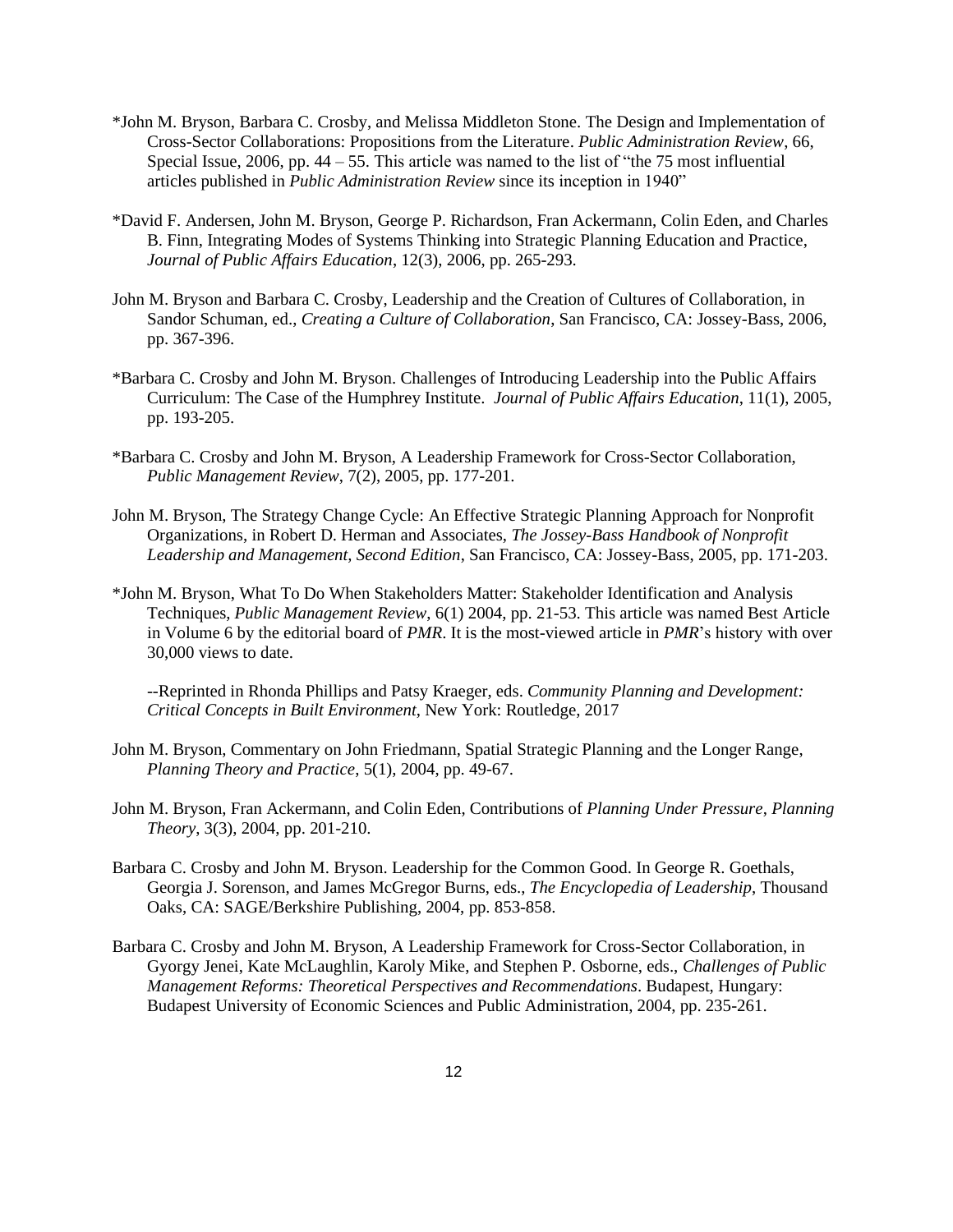*John M. Bryson, Barbara C. Crosby, and Melissa Middleton Stone. The Design and Implementation of Cross-Sector Collaborations: Propositions from the Literature. *Public Administration Review*, 66, Special Issue, 2006, pp. 44 – 55. This article was named to the list of "the 75 most influential articles published in *Public Administration Review* since its inception in 1940"

*David F. Andersen, John M. Bryson, George P. Richardson, Fran Ackermann, Colin Eden, and Charles B. Finn, Integrating Modes of Systems Thinking into Strategic Planning Education and Practice, *Journal of Public Affairs Education*, 12(3), 2006, pp. 265-293.

John M. Bryson and Barbara C. Crosby, Leadership and the Creation of Cultures of Collaboration, in Sandor Schuman, ed., *Creating a Culture of Collaboration*, San Francisco, CA: Jossey-Bass, 2006, pp. 367-396.

*Barbara C. Crosby and John M. Bryson. Challenges of Introducing Leadership into the Public Affairs Curriculum: The Case of the Humphrey Institute. *Journal of Public Affairs Education*, 11(1), 2005, pp. 193-205.

*Barbara C. Crosby and John M. Bryson, A Leadership Framework for Cross-Sector Collaboration, *Public Management Review*, 7(2), 2005, pp. 177-201.

John M. Bryson, The Strategy Change Cycle: An Effective Strategic Planning Approach for Nonprofit Organizations, in Robert D. Herman and Associates, *The Jossey-Bass Handbook of Nonprofit Leadership and Management, Second Edition*, San Francisco, CA: Jossey-Bass, 2005, pp. 171-203.

*John M. Bryson, What To Do When Stakeholders Matter: Stakeholder Identification and Analysis Techniques, *Public Management Review*, 6(1) 2004, pp. 21-53. This article was named Best Article in Volume 6 by the editorial board of *PMR*. It is the most-viewed article in *PMR*'s history with over 30,000 views to date.

--Reprinted in Rhonda Phillips and Patsy Kraeger, eds. *Community Planning and Development: Critical Concepts in Built Environment*, New York: Routledge, 2017

John M. Bryson, Commentary on John Friedmann, Spatial Strategic Planning and the Longer Range, *Planning Theory and Practice*, 5(1), 2004, pp. 49-67.

John M. Bryson, Fran Ackermann, and Colin Eden, Contributions of *Planning Under Pressure*, *Planning Theory*, 3(3), 2004, pp. 201-210.

Barbara C. Crosby and John M. Bryson. Leadership for the Common Good. In George R. Goethals, Georgia J. Sorenson, and James McGregor Burns, eds., *The Encyclopedia of Leadership*, Thousand Oaks, CA: SAGE/Berkshire Publishing, 2004, pp. 853-858.

Barbara C. Crosby and John M. Bryson, A Leadership Framework for Cross-Sector Collaboration, in Gyorgy Jenei, Kate McLaughlin, Karoly Mike, and Stephen P. Osborne, eds., *Challenges of Public Management Reforms: Theoretical Perspectives and Recommendations*. Budapest, Hungary: Budapest University of Economic Sciences and Public Administration, 2004, pp. 235-261.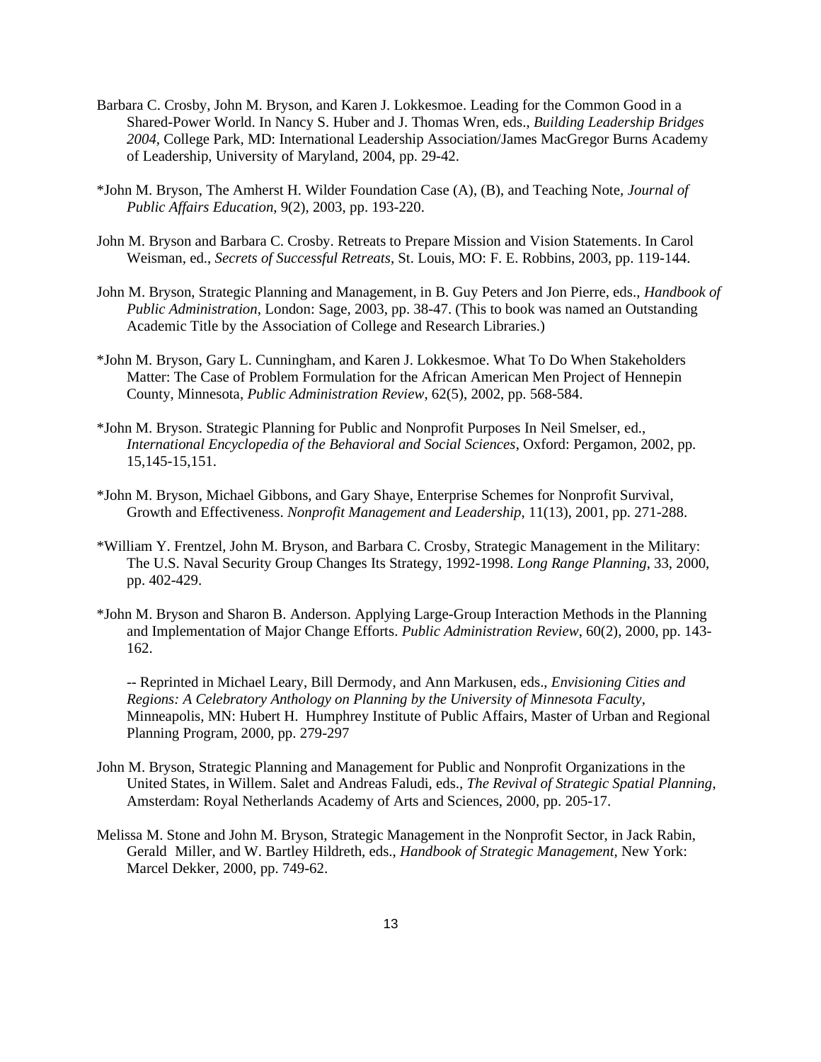Barbara C. Crosby, John M. Bryson, and Karen J. Lokkesmoe. Leading for the Common Good in a Shared-Power World. In Nancy S. Huber and J. Thomas Wren, eds., *Building Leadership Bridges 2004,* College Park, MD: International Leadership Association/James MacGregor Burns Academy of Leadership, University of Maryland, 2004, pp. 29-42.

*John M. Bryson, The Amherst H. Wilder Foundation Case (A), (B), and Teaching Note, *Journal of Public Affairs Education*, 9(2), 2003, pp. 193-220.

John M. Bryson and Barbara C. Crosby. Retreats to Prepare Mission and Vision Statements. In Carol Weisman, ed., *Secrets of Successful Retreats*, St. Louis, MO: F. E. Robbins, 2003, pp. 119-144.

John M. Bryson, Strategic Planning and Management, in B. Guy Peters and Jon Pierre, eds., *Handbook of Public Administration*, London: Sage, 2003, pp. 38-47. (This to book was named an Outstanding Academic Title by the Association of College and Research Libraries.)

*John M. Bryson, Gary L. Cunningham, and Karen J. Lokkesmoe. What To Do When Stakeholders Matter: The Case of Problem Formulation for the African American Men Project of Hennepin County, Minnesota, *Public Administration Review*, 62(5), 2002, pp. 568-584.

*John M. Bryson. Strategic Planning for Public and Nonprofit Purposes In Neil Smelser, ed., *International Encyclopedia of the Behavioral and Social Sciences*, Oxford: Pergamon, 2002, pp. 15,145-15,151.

*John M. Bryson, Michael Gibbons, and Gary Shaye, Enterprise Schemes for Nonprofit Survival, Growth and Effectiveness. *Nonprofit Management and Leadership*, 11(13), 2001, pp. 271-288.

*William Y. Frentzel, John M. Bryson, and Barbara C. Crosby, Strategic Management in the Military: The U.S. Naval Security Group Changes Its Strategy, 1992-1998. *Long Range Planning*, 33, 2000, pp. 402-429.

*John M. Bryson and Sharon B. Anderson. Applying Large-Group Interaction Methods in the Planning and Implementation of Major Change Efforts. *Public Administration Review*, 60(2), 2000, pp. 143-162.

-- Reprinted in Michael Leary, Bill Dermody, and Ann Markusen, eds., *Envisioning Cities and Regions: A Celebratory Anthology on Planning by the University of Minnesota Faculty*, Minneapolis, MN: Hubert H. Humphrey Institute of Public Affairs, Master of Urban and Regional Planning Program, 2000, pp. 279-297

John M. Bryson, Strategic Planning and Management for Public and Nonprofit Organizations in the United States, in Willem. Salet and Andreas Faludi, eds., *The Revival of Strategic Spatial Planning*, Amsterdam: Royal Netherlands Academy of Arts and Sciences, 2000, pp. 205-17.

Melissa M. Stone and John M. Bryson, Strategic Management in the Nonprofit Sector, in Jack Rabin, Gerald Miller, and W. Bartley Hildreth, eds., *Handbook of Strategic Management*, New York: Marcel Dekker, 2000, pp. 749-62.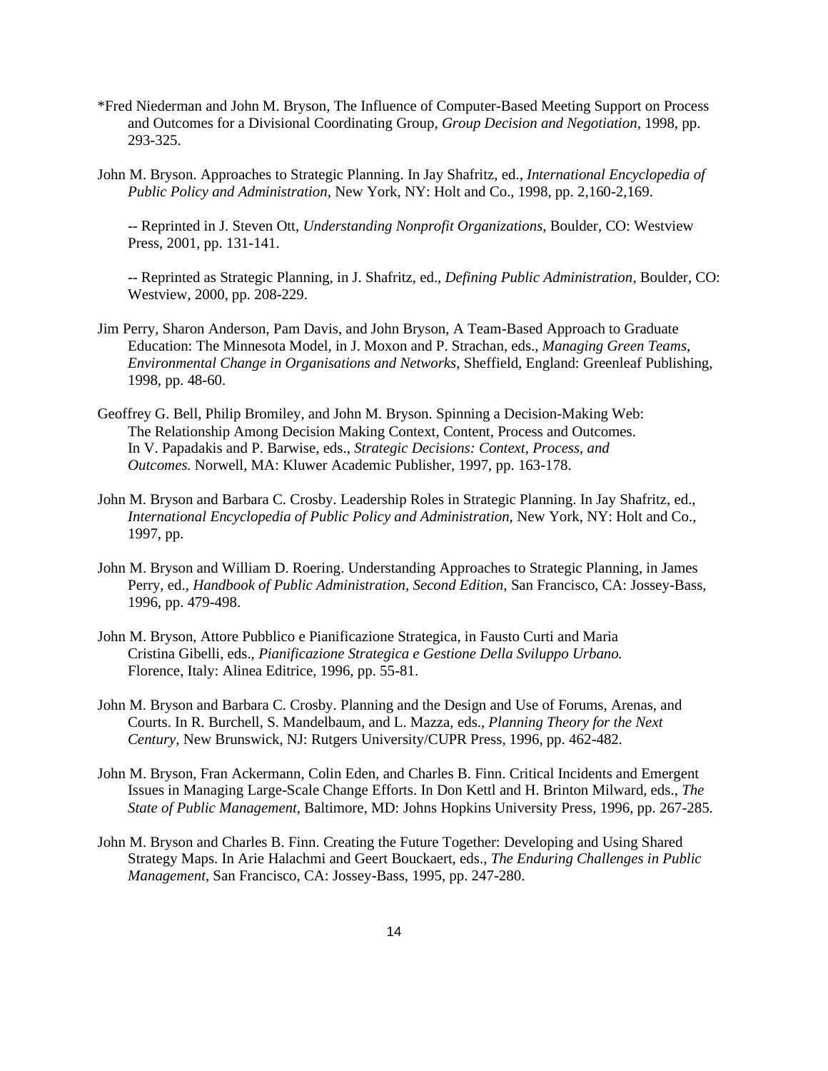*Fred Niederman and John M. Bryson, The Influence of Computer-Based Meeting Support on Process and Outcomes for a Divisional Coordinating Group, *Group Decision and Negotiation*, 1998, pp. 293-325.

John M. Bryson. Approaches to Strategic Planning. In Jay Shafritz, ed., *International Encyclopedia of Public Policy and Administration,* New York, NY: Holt and Co., 1998, pp. 2,160-2,169.

-- Reprinted in J. Steven Ott, *Understanding Nonprofit Organizations*, Boulder, CO: Westview Press, 2001, pp. 131-141.

-- Reprinted as Strategic Planning, in J. Shafritz, ed., *Defining Public Administration*, Boulder, CO: Westview, 2000, pp. 208-229.

Jim Perry, Sharon Anderson, Pam Davis, and John Bryson, A Team-Based Approach to Graduate Education: The Minnesota Model, in J. Moxon and P. Strachan, eds., *Managing Green Teams, Environmental Change in Organisations and Networks*, Sheffield, England: Greenleaf Publishing, 1998, pp. 48-60.

Geoffrey G. Bell, Philip Bromiley, and John M. Bryson. Spinning a Decision-Making Web: The Relationship Among Decision Making Context, Content, Process and Outcomes. In V. Papadakis and P. Barwise, eds., *Strategic Decisions: Context, Process, and Outcomes.* Norwell, MA: Kluwer Academic Publisher, 1997, pp. 163-178.

John M. Bryson and Barbara C. Crosby. Leadership Roles in Strategic Planning. In Jay Shafritz, ed., *International Encyclopedia of Public Policy and Administration,* New York, NY: Holt and Co., 1997, pp.

John M. Bryson and William D. Roering. Understanding Approaches to Strategic Planning, in James Perry, ed., *Handbook of Public Administration, Second Edition,* San Francisco, CA: Jossey-Bass, 1996, pp. 479-498.

John M. Bryson, Attore Pubblico e Pianificazione Strategica, in Fausto Curti and Maria Cristina Gibelli, eds., *Pianificazione Strategica e Gestione Della Sviluppo Urbano.* Florence, Italy: Alinea Editrice, 1996, pp. 55-81.

John M. Bryson and Barbara C. Crosby. Planning and the Design and Use of Forums, Arenas, and Courts. In R. Burchell, S. Mandelbaum, and L. Mazza, eds., *Planning Theory for the Next Century,* New Brunswick, NJ: Rutgers University/CUPR Press, 1996, pp. 462-482.

John M. Bryson, Fran Ackermann, Colin Eden, and Charles B. Finn. Critical Incidents and Emergent Issues in Managing Large-Scale Change Efforts. In Don Kettl and H. Brinton Milward, eds., *The State of Public Management*, Baltimore, MD: Johns Hopkins University Press, 1996, pp. 267-285.

John M. Bryson and Charles B. Finn. Creating the Future Together: Developing and Using Shared Strategy Maps. In Arie Halachmi and Geert Bouckaert, eds., *The Enduring Challenges in Public Management*, San Francisco, CA: Jossey-Bass, 1995, pp. 247-280.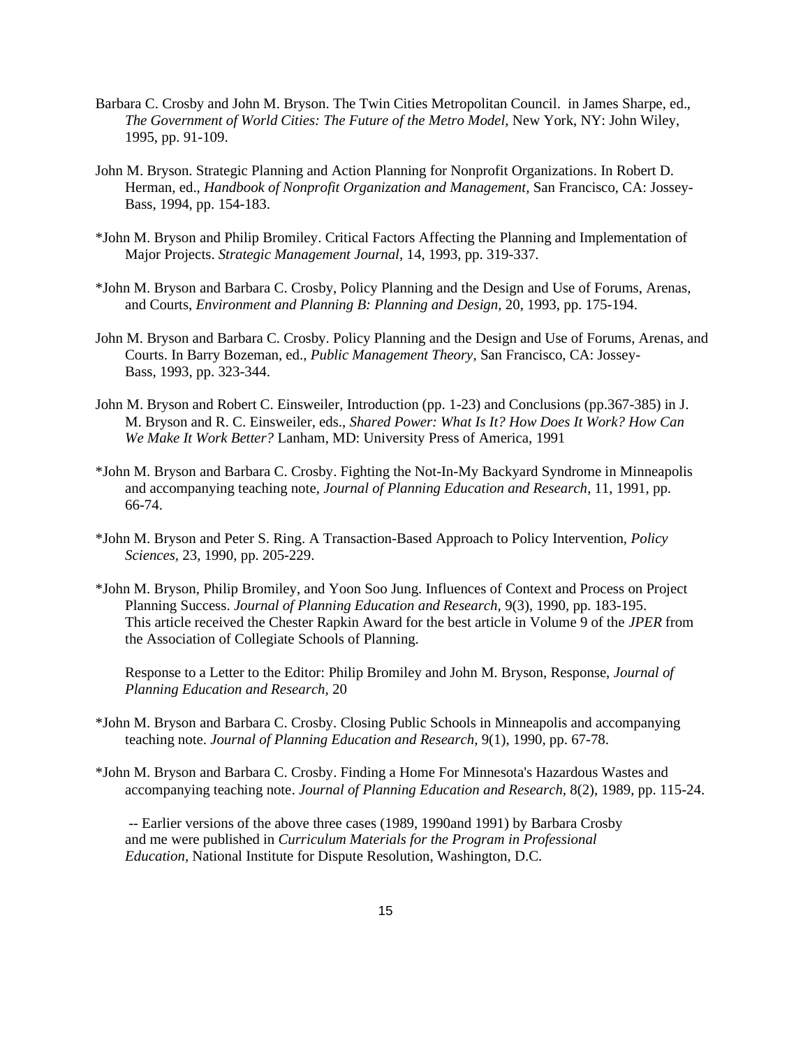Barbara C. Crosby and John M. Bryson. The Twin Cities Metropolitan Council. in James Sharpe, ed., *The Government of World Cities: The Future of the Metro Model*, New York, NY: John Wiley, 1995, pp. 91-109.

John M. Bryson. Strategic Planning and Action Planning for Nonprofit Organizations. In Robert D. Herman, ed., *Handbook of Nonprofit Organization and Management*, San Francisco, CA: Jossey-Bass, 1994, pp. 154-183.

*John M. Bryson and Philip Bromiley. Critical Factors Affecting the Planning and Implementation of Major Projects. *Strategic Management Journal*, 14, 1993, pp. 319-337.

*John M. Bryson and Barbara C. Crosby, Policy Planning and the Design and Use of Forums, Arenas, and Courts, *Environment and Planning B: Planning and Design*, 20, 1993, pp. 175-194.

John M. Bryson and Barbara C. Crosby. Policy Planning and the Design and Use of Forums, Arenas, and Courts. In Barry Bozeman, ed., *Public Management Theory*, San Francisco, CA: Jossey-Bass, 1993, pp. 323-344.

John M. Bryson and Robert C. Einsweiler, Introduction (pp. 1-23) and Conclusions (pp.367-385) in J. M. Bryson and R. C. Einsweiler, eds., *Shared Power: What Is It? How Does It Work? How Can We Make It Work Better?* Lanham, MD: University Press of America, 1991

*John M. Bryson and Barbara C. Crosby. Fighting the Not-In-My Backyard Syndrome in Minneapolis and accompanying teaching note, *Journal of Planning Education and Research*, 11, 1991, pp. 66-74.

*John M. Bryson and Peter S. Ring. A Transaction-Based Approach to Policy Intervention, *Policy Sciences*, 23, 1990, pp. 205-229.

*John M. Bryson, Philip Bromiley, and Yoon Soo Jung. Influences of Context and Process on Project Planning Success. *Journal of Planning Education and Research*, 9(3), 1990, pp. 183-195. This article received the Chester Rapkin Award for the best article in Volume 9 of the *JPER* from the Association of Collegiate Schools of Planning.

Response to a Letter to the Editor: Philip Bromiley and John M. Bryson, Response, *Journal of Planning Education and Research*, 20

*John M. Bryson and Barbara C. Crosby. Closing Public Schools in Minneapolis and accompanying teaching note. *Journal of Planning Education and Research*, 9(1), 1990, pp. 67-78.

*John M. Bryson and Barbara C. Crosby. Finding a Home For Minnesota's Hazardous Wastes and accompanying teaching note. *Journal of Planning Education and Research*, 8(2), 1989, pp. 115-24.

-- Earlier versions of the above three cases (1989, 1990and 1991) by Barbara Crosby and me were published in *Curriculum Materials for the Program in Professional Education*, National Institute for Dispute Resolution, Washington, D.C.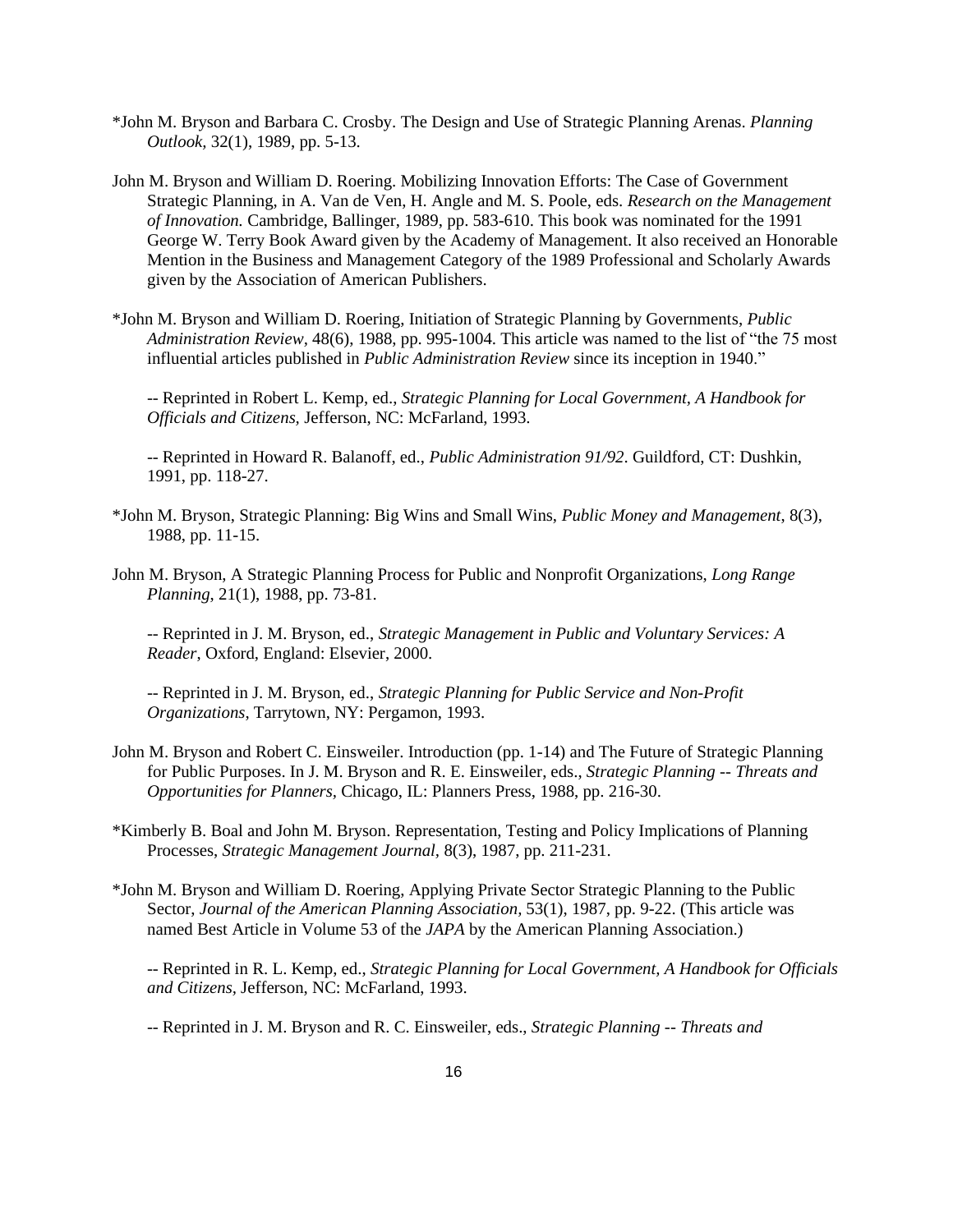*John M. Bryson and Barbara C. Crosby. The Design and Use of Strategic Planning Arenas. *Planning Outlook*, 32(1), 1989, pp. 5-13.

John M. Bryson and William D. Roering. Mobilizing Innovation Efforts: The Case of Government Strategic Planning, in A. Van de Ven, H. Angle and M. S. Poole, eds. *Research on the Management of Innovation.* Cambridge, Ballinger, 1989, pp. 583-610. This book was nominated for the 1991 George W. Terry Book Award given by the Academy of Management. It also received an Honorable Mention in the Business and Management Category of the 1989 Professional and Scholarly Awards given by the Association of American Publishers.

*John M. Bryson and William D. Roering, Initiation of Strategic Planning by Governments, *Public Administration Review*, 48(6), 1988, pp. 995-1004. This article was named to the list of "the 75 most influential articles published in *Public Administration Review* since its inception in 1940."

-- Reprinted in Robert L. Kemp, ed., *Strategic Planning for Local Government, A Handbook for Officials and Citizens*, Jefferson, NC: McFarland, 1993.

-- Reprinted in Howard R. Balanoff, ed., *Public Administration 91/92*. Guildford, CT: Dushkin, 1991, pp. 118-27.

*John M. Bryson, Strategic Planning: Big Wins and Small Wins, *Public Money and Management*, 8(3), 1988, pp. 11-15.

John M. Bryson, A Strategic Planning Process for Public and Nonprofit Organizations, *Long Range Planning*, 21(1), 1988, pp. 73-81.

-- Reprinted in J. M. Bryson, ed., *Strategic Management in Public and Voluntary Services: A Reader*, Oxford, England: Elsevier, 2000.

-- Reprinted in J. M. Bryson, ed., *Strategic Planning for Public Service and Non-Profit Organizations*, Tarrytown, NY: Pergamon, 1993.

John M. Bryson and Robert C. Einsweiler. Introduction (pp. 1-14) and The Future of Strategic Planning for Public Purposes. In J. M. Bryson and R. E. Einsweiler, eds., *Strategic Planning -- Threats and Opportunities for Planners*, Chicago, IL: Planners Press, 1988, pp. 216-30.

*Kimberly B. Boal and John M. Bryson. Representation, Testing and Policy Implications of Planning Processes, *Strategic Management Journal*, 8(3), 1987, pp. 211-231.

*John M. Bryson and William D. Roering, Applying Private Sector Strategic Planning to the Public Sector, *Journal of the American Planning Association*, 53(1), 1987, pp. 9-22. (This article was named Best Article in Volume 53 of the *JAPA* by the American Planning Association.)

-- Reprinted in R. L. Kemp, ed., *Strategic Planning for Local Government, A Handbook for Officials and Citizens*, Jefferson, NC: McFarland, 1993.

-- Reprinted in J. M. Bryson and R. C. Einsweiler, eds., *Strategic Planning -- Threats and*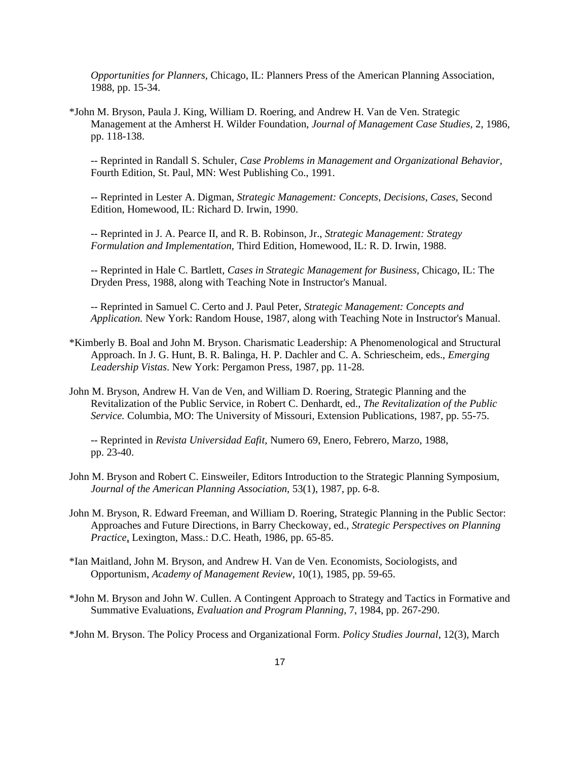*Opportunities for Planners*, Chicago, IL: Planners Press of the American Planning Association, 1988, pp. 15-34.

*John M. Bryson, Paula J. King, William D. Roering, and Andrew H. Van de Ven. Strategic Management at the Amherst H. Wilder Foundation, *Journal of Management Case Studies,* 2, 1986, pp. 118-138.

-- Reprinted in Randall S. Schuler, *Case Problems in Management and Organizational Behavior*, Fourth Edition, St. Paul, MN: West Publishing Co., 1991.

-- Reprinted in Lester A. Digman, *Strategic Management: Concepts, Decisions, Cases*, Second Edition, Homewood, IL: Richard D. Irwin, 1990.

-- Reprinted in J. A. Pearce II, and R. B. Robinson, Jr., *Strategic Management: Strategy Formulation and Implementation,* Third Edition, Homewood, IL: R. D. Irwin, 1988.

-- Reprinted in Hale C. Bartlett, *Cases in Strategic Management for Business*, Chicago, IL: The Dryden Press, 1988, along with Teaching Note in Instructor's Manual.

-- Reprinted in Samuel C. Certo and J. Paul Peter, *Strategic Management: Concepts and Application.* New York: Random House, 1987, along with Teaching Note in Instructor's Manual.

*Kimberly B. Boal and John M. Bryson. Charismatic Leadership: A Phenomenological and Structural Approach. In J. G. Hunt, B. R. Balinga, H. P. Dachler and C. A. Schriescheim, eds., *Emerging Leadership Vistas*. New York: Pergamon Press, 1987, pp. 11-28.

John M. Bryson, Andrew H. Van de Ven, and William D. Roering, Strategic Planning and the Revitalization of the Public Service, in Robert C. Denhardt, ed., *The Revitalization of the Public Service.* Columbia, MO: The University of Missouri, Extension Publications, 1987, pp. 55-75.

-- Reprinted in *Revista Universidad Eafit,* Numero 69, Enero, Febrero, Marzo, 1988, pp. 23-40.

John M. Bryson and Robert C. Einsweiler, Editors Introduction to the Strategic Planning Symposium, *Journal of the American Planning Association*, 53(1), 1987, pp. 6-8.

John M. Bryson, R. Edward Freeman, and William D. Roering, Strategic Planning in the Public Sector: Approaches and Future Directions, in Barry Checkoway, ed., *Strategic Perspectives on Planning Practice*, Lexington, Mass.: D.C. Heath, 1986, pp. 65-85.

*Ian Maitland, John M. Bryson, and Andrew H. Van de Ven. Economists, Sociologists, and Opportunism, *Academy of Management Review*, 10(1), 1985, pp. 59-65.

*John M. Bryson and John W. Cullen. A Contingent Approach to Strategy and Tactics in Formative and Summative Evaluations, *Evaluation and Program Planning,* 7, 1984, pp. 267-290.

*John M. Bryson. The Policy Process and Organizational Form. *Policy Studies Journal*, 12(3), March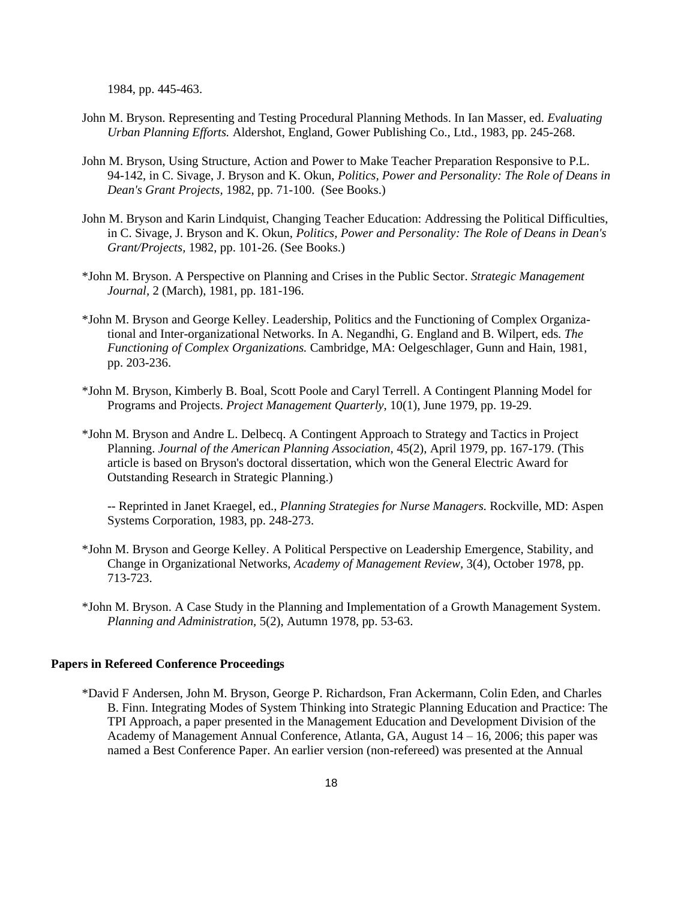1984, pp. 445-463.

John M. Bryson. Representing and Testing Procedural Planning Methods. In Ian Masser, ed. *Evaluating Urban Planning Efforts.* Aldershot, England, Gower Publishing Co., Ltd., 1983, pp. 245-268.

John M. Bryson, Using Structure, Action and Power to Make Teacher Preparation Responsive to P.L. 94-142, in C. Sivage, J. Bryson and K. Okun, *Politics, Power and Personality: The Role of Deans in Dean's Grant Projects,* 1982, pp. 71-100. (See Books.)

John M. Bryson and Karin Lindquist, Changing Teacher Education: Addressing the Political Difficulties, in C. Sivage, J. Bryson and K. Okun, *Politics, Power and Personality: The Role of Deans in Dean's Grant/Projects*, 1982, pp. 101-26. (See Books.)

*John M. Bryson. A Perspective on Planning and Crises in the Public Sector. *Strategic Management Journal,* 2 (March), 1981, pp. 181-196.

*John M. Bryson and George Kelley. Leadership, Politics and the Functioning of Complex Organizational and Inter-organizational Networks. In A. Negandhi, G. England and B. Wilpert, eds. *The Functioning of Complex Organizations.* Cambridge, MA: Oelgeschlager, Gunn and Hain, 1981, pp. 203-236.

*John M. Bryson, Kimberly B. Boal, Scott Poole and Caryl Terrell. A Contingent Planning Model for Programs and Projects. *Project Management Quarterly*, 10(1), June 1979, pp. 19-29.

*John M. Bryson and Andre L. Delbecq. A Contingent Approach to Strategy and Tactics in Project Planning. *Journal of the American Planning Association,* 45(2), April 1979, pp. 167-179. (This article is based on Bryson's doctoral dissertation, which won the General Electric Award for Outstanding Research in Strategic Planning.)

-- Reprinted in Janet Kraegel, ed., *Planning Strategies for Nurse Managers.* Rockville, MD: Aspen Systems Corporation, 1983, pp. 248-273.

*John M. Bryson and George Kelley. A Political Perspective on Leadership Emergence, Stability, and Change in Organizational Networks, *Academy of Management Review,* 3(4), October 1978, pp. 713-723.

*John M. Bryson. A Case Study in the Planning and Implementation of a Growth Management System. *Planning and Administration,* 5(2), Autumn 1978, pp. 53-63.

### Papers in Refereed Conference Proceedings

*David F Andersen, John M. Bryson, George P. Richardson, Fran Ackermann, Colin Eden, and Charles B. Finn. Integrating Modes of System Thinking into Strategic Planning Education and Practice: The TPI Approach, a paper presented in the Management Education and Development Division of the Academy of Management Annual Conference, Atlanta, GA, August 14 – 16, 2006; this paper was named a Best Conference Paper. An earlier version (non-refereed) was presented at the Annual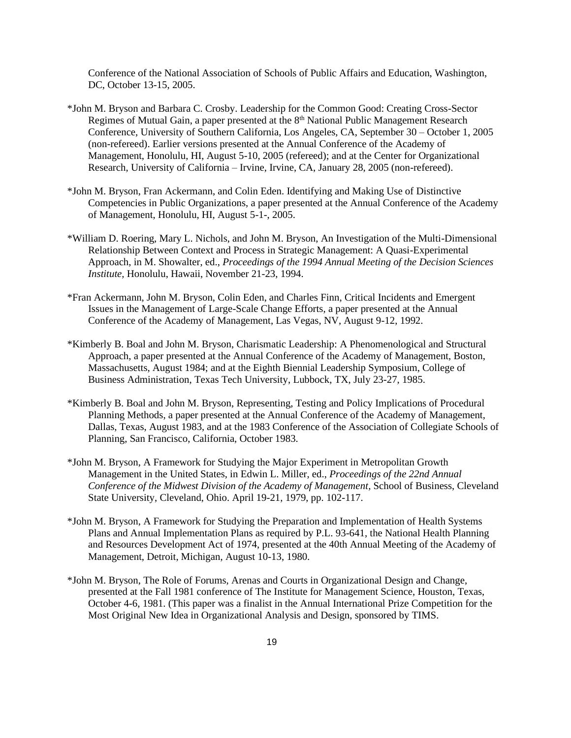Conference of the National Association of Schools of Public Affairs and Education, Washington, DC, October 13-15, 2005.

*John M. Bryson and Barbara C. Crosby. Leadership for the Common Good: Creating Cross-Sector Regimes of Mutual Gain, a paper presented at the 8th National Public Management Research Conference, University of Southern California, Los Angeles, CA, September 30 – October 1, 2005 (non-refereed). Earlier versions presented at the Annual Conference of the Academy of Management, Honolulu, HI, August 5-10, 2005 (refereed); and at the Center for Organizational Research, University of California – Irvine, Irvine, CA, January 28, 2005 (non-refereed).

*John M. Bryson, Fran Ackermann, and Colin Eden. Identifying and Making Use of Distinctive Competencies in Public Organizations, a paper presented at the Annual Conference of the Academy of Management, Honolulu, HI, August 5-1-, 2005.

*William D. Roering, Mary L. Nichols, and John M. Bryson, An Investigation of the Multi-Dimensional Relationship Between Context and Process in Strategic Management: A Quasi-Experimental Approach, in M. Showalter, ed., *Proceedings of the 1994 Annual Meeting of the Decision Sciences Institute,* Honolulu, Hawaii, November 21-23, 1994.

*Fran Ackermann, John M. Bryson, Colin Eden, and Charles Finn, Critical Incidents and Emergent Issues in the Management of Large-Scale Change Efforts, a paper presented at the Annual Conference of the Academy of Management, Las Vegas, NV, August 9-12, 1992.

*Kimberly B. Boal and John M. Bryson, Charismatic Leadership: A Phenomenological and Structural Approach, a paper presented at the Annual Conference of the Academy of Management, Boston, Massachusetts, August 1984; and at the Eighth Biennial Leadership Symposium, College of Business Administration, Texas Tech University, Lubbock, TX, July 23-27, 1985.

*Kimberly B. Boal and John M. Bryson, Representing, Testing and Policy Implications of Procedural Planning Methods, a paper presented at the Annual Conference of the Academy of Management, Dallas, Texas, August 1983, and at the 1983 Conference of the Association of Collegiate Schools of Planning, San Francisco, California, October 1983.

*John M. Bryson, A Framework for Studying the Major Experiment in Metropolitan Growth Management in the United States, in Edwin L. Miller, ed., *Proceedings of the 22nd Annual Conference of the Midwest Division of the Academy of Management,* School of Business, Cleveland State University, Cleveland, Ohio. April 19-21, 1979, pp. 102-117.

*John M. Bryson, A Framework for Studying the Preparation and Implementation of Health Systems Plans and Annual Implementation Plans as required by P.L. 93-641, the National Health Planning and Resources Development Act of 1974, presented at the 40th Annual Meeting of the Academy of Management, Detroit, Michigan, August 10-13, 1980.

*John M. Bryson, The Role of Forums, Arenas and Courts in Organizational Design and Change, presented at the Fall 1981 conference of The Institute for Management Science, Houston, Texas, October 4-6, 1981. (This paper was a finalist in the Annual International Prize Competition for the Most Original New Idea in Organizational Analysis and Design, sponsored by TIMS.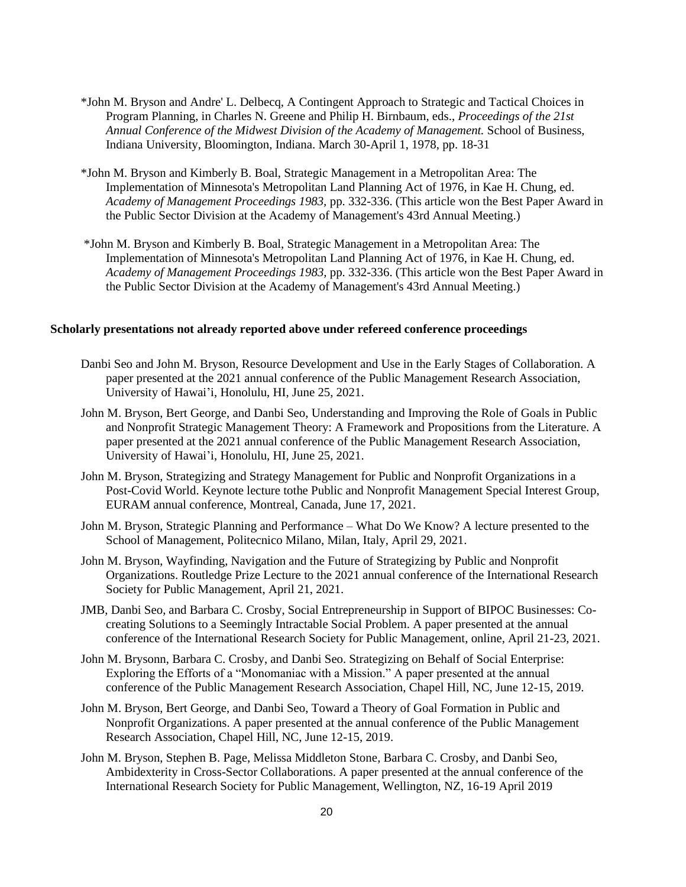*John M. Bryson and Andre' L. Delbecq, A Contingent Approach to Strategic and Tactical Choices in Program Planning, in Charles N. Greene and Philip H. Birnbaum, eds., *Proceedings of the 21st Annual Conference of the Midwest Division of the Academy of Management.* School of Business, Indiana University, Bloomington, Indiana. March 30-April 1, 1978, pp. 18-31

*John M. Bryson and Kimberly B. Boal, Strategic Management in a Metropolitan Area: The Implementation of Minnesota's Metropolitan Land Planning Act of 1976, in Kae H. Chung, ed. *Academy of Management Proceedings 1983*, pp. 332-336. (This article won the Best Paper Award in the Public Sector Division at the Academy of Management's 43rd Annual Meeting.)

*John M. Bryson and Kimberly B. Boal, Strategic Management in a Metropolitan Area: The Implementation of Minnesota's Metropolitan Land Planning Act of 1976, in Kae H. Chung, ed. *Academy of Management Proceedings 1983*, pp. 332-336. (This article won the Best Paper Award in the Public Sector Division at the Academy of Management's 43rd Annual Meeting.)

**Scholarly presentations not already reported above under refereed conference proceedings**

Danbi Seo and John M. Bryson, Resource Development and Use in the Early Stages of Collaboration. A paper presented at the 2021 annual conference of the Public Management Research Association, University of Hawai'i, Honolulu, HI, June 25, 2021.

John M. Bryson, Bert George, and Danbi Seo, Understanding and Improving the Role of Goals in Public and Nonprofit Strategic Management Theory: A Framework and Propositions from the Literature. A paper presented at the 2021 annual conference of the Public Management Research Association, University of Hawai'i, Honolulu, HI, June 25, 2021.

John M. Bryson, Strategizing and Strategy Management for Public and Nonprofit Organizations in a Post-Covid World. Keynote lecture tothe Public and Nonprofit Management Special Interest Group, EURAM annual conference, Montreal, Canada, June 17, 2021.

John M. Bryson, Strategic Planning and Performance – What Do We Know? A lecture presented to the School of Management, Politecnico Milano, Milan, Italy, April 29, 2021.

John M. Bryson, Wayfinding, Navigation and the Future of Strategizing by Public and Nonprofit Organizations. Routledge Prize Lecture to the 2021 annual conference of the International Research Society for Public Management, April 21, 2021.

JMB, Danbi Seo, and Barbara C. Crosby, Social Entrepreneurship in Support of BIPOC Businesses: Co-creating Solutions to a Seemingly Intractable Social Problem. A paper presented at the annual conference of the International Research Society for Public Management, online, April 21-23, 2021.

John M. Brysonn, Barbara C. Crosby, and Danbi Seo. Strategizing on Behalf of Social Enterprise: Exploring the Efforts of a "Monomaniac with a Mission." A paper presented at the annual conference of the Public Management Research Association, Chapel Hill, NC, June 12-15, 2019.

John M. Bryson, Bert George, and Danbi Seo, Toward a Theory of Goal Formation in Public and Nonprofit Organizations. A paper presented at the annual conference of the Public Management Research Association, Chapel Hill, NC, June 12-15, 2019.

John M. Bryson, Stephen B. Page, Melissa Middleton Stone, Barbara C. Crosby, and Danbi Seo, Ambidexterity in Cross-Sector Collaborations. A paper presented at the annual conference of the International Research Society for Public Management, Wellington, NZ, 16-19 April 2019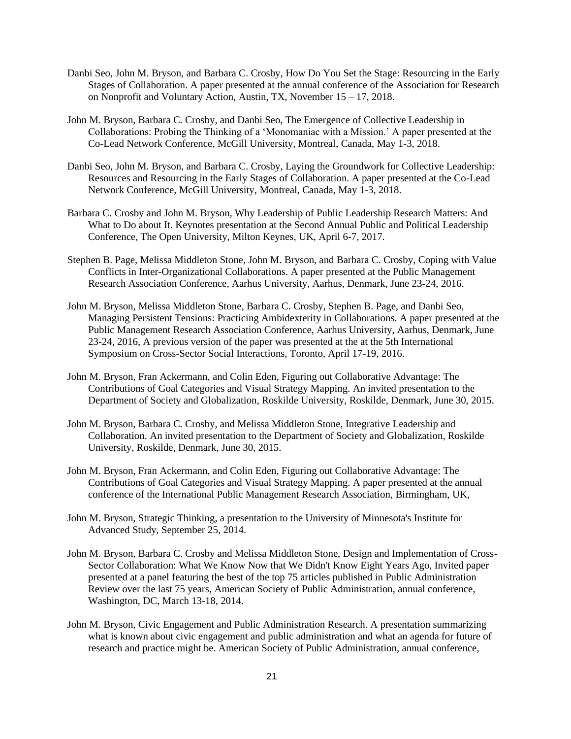Danbi Seo, John M. Bryson, and Barbara C. Crosby, How Do You Set the Stage: Resourcing in the Early Stages of Collaboration. A paper presented at the annual conference of the Association for Research on Nonprofit and Voluntary Action, Austin, TX, November 15 – 17, 2018.

John M. Bryson, Barbara C. Crosby, and Danbi Seo, The Emergence of Collective Leadership in Collaborations: Probing the Thinking of a 'Monomaniac with a Mission.' A paper presented at the Co-Lead Network Conference, McGill University, Montreal, Canada, May 1-3, 2018.

Danbi Seo, John M. Bryson, and Barbara C. Crosby, Laying the Groundwork for Collective Leadership: Resources and Resourcing in the Early Stages of Collaboration. A paper presented at the Co-Lead Network Conference, McGill University, Montreal, Canada, May 1-3, 2018.

Barbara C. Crosby and John M. Bryson, Why Leadership of Public Leadership Research Matters: And What to Do about It. Keynotes presentation at the Second Annual Public and Political Leadership Conference, The Open University, Milton Keynes, UK, April 6-7, 2017.

Stephen B. Page, Melissa Middleton Stone, John M. Bryson, and Barbara C. Crosby, Coping with Value Conflicts in Inter-Organizational Collaborations. A paper presented at the Public Management Research Association Conference, Aarhus University, Aarhus, Denmark, June 23-24, 2016.

John M. Bryson, Melissa Middleton Stone, Barbara C. Crosby, Stephen B. Page, and Danbi Seo, Managing Persistent Tensions: Practicing Ambidexterity in Collaborations. A paper presented at the Public Management Research Association Conference, Aarhus University, Aarhus, Denmark, June 23-24, 2016, A previous version of the paper was presented at the at the 5th International Symposium on Cross-Sector Social Interactions, Toronto, April 17-19, 2016.

John M. Bryson, Fran Ackermann, and Colin Eden, Figuring out Collaborative Advantage: The Contributions of Goal Categories and Visual Strategy Mapping. An invited presentation to the Department of Society and Globalization, Roskilde University, Roskilde, Denmark, June 30, 2015.

John M. Bryson, Barbara C. Crosby, and Melissa Middleton Stone, Integrative Leadership and Collaboration. An invited presentation to the Department of Society and Globalization, Roskilde University, Roskilde, Denmark, June 30, 2015.

John M. Bryson, Fran Ackermann, and Colin Eden, Figuring out Collaborative Advantage: The Contributions of Goal Categories and Visual Strategy Mapping. A paper presented at the annual conference of the International Public Management Research Association, Birmingham, UK,

John M. Bryson, Strategic Thinking, a presentation to the University of Minnesota's Institute for Advanced Study, September 25, 2014.

John M. Bryson, Barbara C. Crosby and Melissa Middleton Stone, Design and Implementation of Cross-Sector Collaboration: What We Know Now that We Didn't Know Eight Years Ago, Invited paper presented at a panel featuring the best of the top 75 articles published in Public Administration Review over the last 75 years, American Society of Public Administration, annual conference, Washington, DC, March 13-18, 2014.

John M. Bryson, Civic Engagement and Public Administration Research. A presentation summarizing what is known about civic engagement and public administration and what an agenda for future of research and practice might be. American Society of Public Administration, annual conference,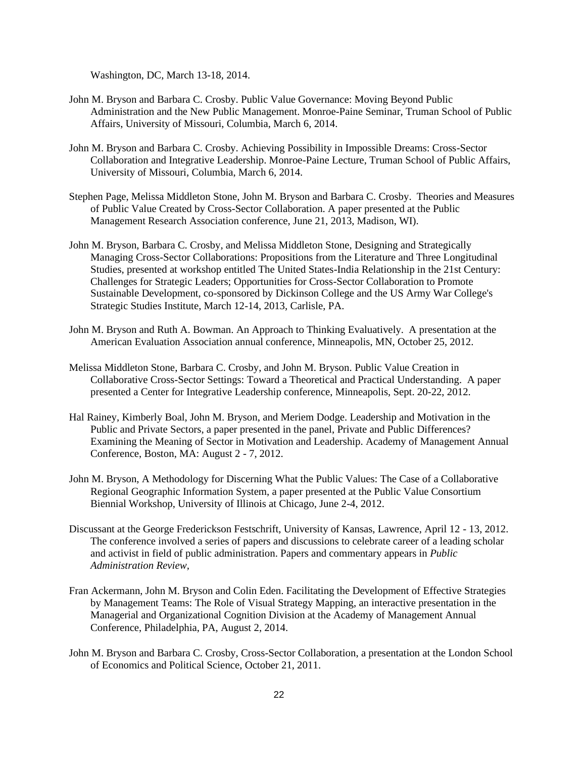Washington, DC, March 13-18, 2014.

John M. Bryson and Barbara C. Crosby. Public Value Governance: Moving Beyond Public Administration and the New Public Management. Monroe-Paine Seminar, Truman School of Public Affairs, University of Missouri, Columbia, March 6, 2014.

John M. Bryson and Barbara C. Crosby. Achieving Possibility in Impossible Dreams: Cross-Sector Collaboration and Integrative Leadership. Monroe-Paine Lecture, Truman School of Public Affairs, University of Missouri, Columbia, March 6, 2014.

Stephen Page, Melissa Middleton Stone, John M. Bryson and Barbara C. Crosby. Theories and Measures of Public Value Created by Cross-Sector Collaboration. A paper presented at the Public Management Research Association conference, June 21, 2013, Madison, WI).

John M. Bryson, Barbara C. Crosby, and Melissa Middleton Stone, Designing and Strategically Managing Cross-Sector Collaborations: Propositions from the Literature and Three Longitudinal Studies, presented at workshop entitled The United States-India Relationship in the 21st Century: Challenges for Strategic Leaders; Opportunities for Cross-Sector Collaboration to Promote Sustainable Development, co-sponsored by Dickinson College and the US Army War College's Strategic Studies Institute, March 12-14, 2013, Carlisle, PA.

John M. Bryson and Ruth A. Bowman. An Approach to Thinking Evaluatively. A presentation at the American Evaluation Association annual conference, Minneapolis, MN, October 25, 2012.

Melissa Middleton Stone, Barbara C. Crosby, and John M. Bryson. Public Value Creation in Collaborative Cross-Sector Settings: Toward a Theoretical and Practical Understanding. A paper presented a Center for Integrative Leadership conference, Minneapolis, Sept. 20-22, 2012.

Hal Rainey, Kimberly Boal, John M. Bryson, and Meriem Dodge. Leadership and Motivation in the Public and Private Sectors, a paper presented in the panel, Private and Public Differences? Examining the Meaning of Sector in Motivation and Leadership. Academy of Management Annual Conference, Boston, MA: August 2 - 7, 2012.

John M. Bryson, A Methodology for Discerning What the Public Values: The Case of a Collaborative Regional Geographic Information System, a paper presented at the Public Value Consortium Biennial Workshop, University of Illinois at Chicago, June 2-4, 2012.

Discussant at the George Frederickson Festschrift, University of Kansas, Lawrence, April 12 - 13, 2012. The conference involved a series of papers and discussions to celebrate career of a leading scholar and activist in field of public administration. Papers and commentary appears in *Public Administration Review*,

Fran Ackermann, John M. Bryson and Colin Eden. Facilitating the Development of Effective Strategies by Management Teams: The Role of Visual Strategy Mapping, an interactive presentation in the Managerial and Organizational Cognition Division at the Academy of Management Annual Conference, Philadelphia, PA, August 2, 2014.

John M. Bryson and Barbara C. Crosby, Cross-Sector Collaboration, a presentation at the London School of Economics and Political Science, October 21, 2011.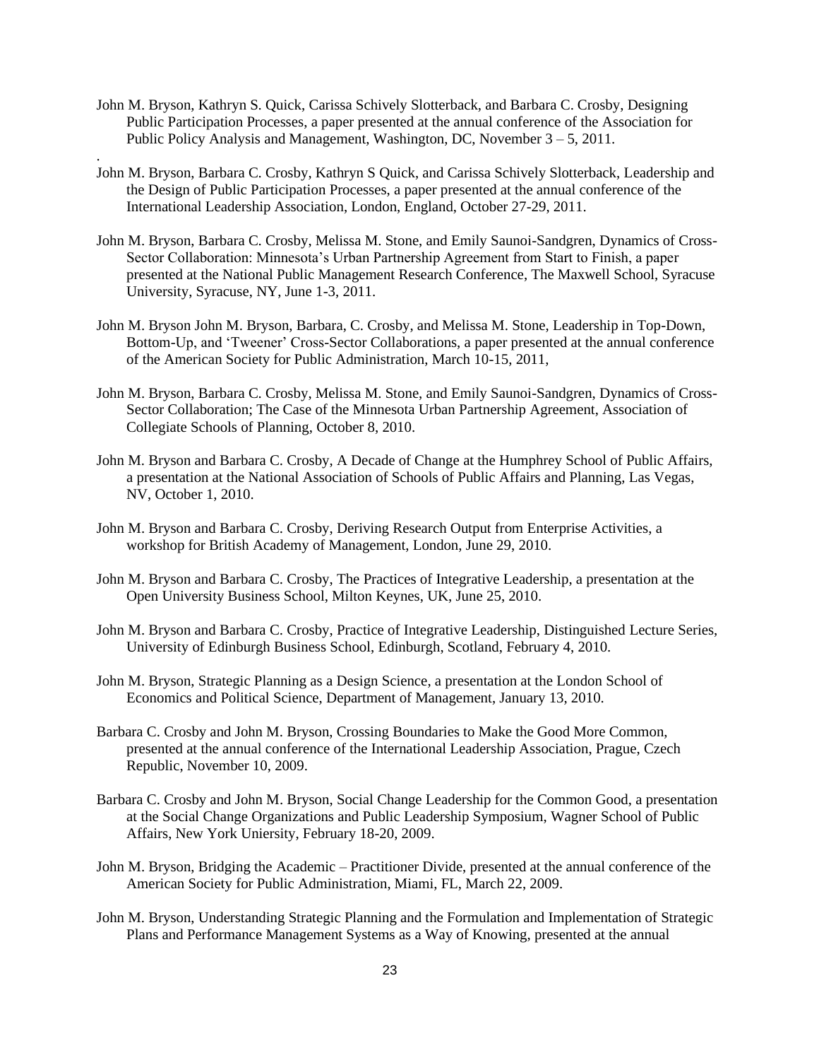John M. Bryson, Kathryn S. Quick, Carissa Schively Slotterback, and Barbara C. Crosby, Designing Public Participation Processes, a paper presented at the annual conference of the Association for Public Policy Analysis and Management, Washington, DC, November 3 – 5, 2011.

.

John M. Bryson, Barbara C. Crosby, Kathryn S Quick, and Carissa Schively Slotterback, Leadership and the Design of Public Participation Processes, a paper presented at the annual conference of the International Leadership Association, London, England, October 27-29, 2011.

John M. Bryson, Barbara C. Crosby, Melissa M. Stone, and Emily Saunoi-Sandgren, Dynamics of Cross-Sector Collaboration: Minnesota's Urban Partnership Agreement from Start to Finish, a paper presented at the National Public Management Research Conference, The Maxwell School, Syracuse University, Syracuse, NY, June 1-3, 2011.

John M. Bryson John M. Bryson, Barbara, C. Crosby, and Melissa M. Stone, Leadership in Top-Down, Bottom-Up, and 'Tweener' Cross-Sector Collaborations, a paper presented at the annual conference of the American Society for Public Administration, March 10-15, 2011,

John M. Bryson, Barbara C. Crosby, Melissa M. Stone, and Emily Saunoi-Sandgren, Dynamics of Cross-Sector Collaboration; The Case of the Minnesota Urban Partnership Agreement, Association of Collegiate Schools of Planning, October 8, 2010.

John M. Bryson and Barbara C. Crosby, A Decade of Change at the Humphrey School of Public Affairs, a presentation at the National Association of Schools of Public Affairs and Planning, Las Vegas, NV, October 1, 2010.

John M. Bryson and Barbara C. Crosby, Deriving Research Output from Enterprise Activities, a workshop for British Academy of Management, London, June 29, 2010.

John M. Bryson and Barbara C. Crosby, The Practices of Integrative Leadership, a presentation at the Open University Business School, Milton Keynes, UK, June 25, 2010.

John M. Bryson and Barbara C. Crosby, Practice of Integrative Leadership, Distinguished Lecture Series, University of Edinburgh Business School, Edinburgh, Scotland, February 4, 2010.

John M. Bryson, Strategic Planning as a Design Science, a presentation at the London School of Economics and Political Science, Department of Management, January 13, 2010.

Barbara C. Crosby and John M. Bryson, Crossing Boundaries to Make the Good More Common, presented at the annual conference of the International Leadership Association, Prague, Czech Republic, November 10, 2009.

Barbara C. Crosby and John M. Bryson, Social Change Leadership for the Common Good, a presentation at the Social Change Organizations and Public Leadership Symposium, Wagner School of Public Affairs, New York Uniersity, February 18-20, 2009.

John M. Bryson, Bridging the Academic – Practitioner Divide, presented at the annual conference of the American Society for Public Administration, Miami, FL, March 22, 2009.

John M. Bryson, Understanding Strategic Planning and the Formulation and Implementation of Strategic Plans and Performance Management Systems as a Way of Knowing, presented at the annual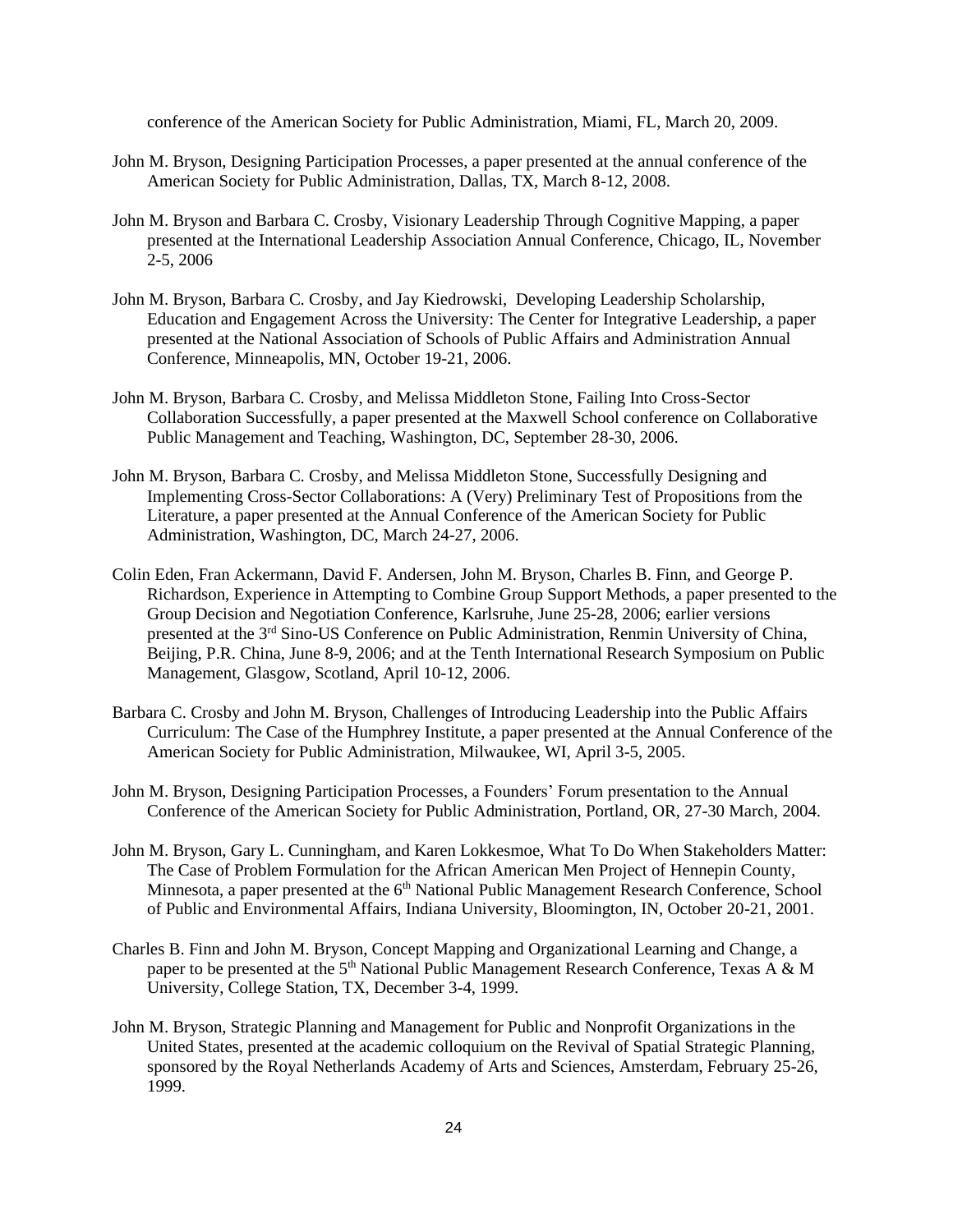conference of the American Society for Public Administration, Miami, FL, March 20, 2009.

John M. Bryson, Designing Participation Processes, a paper presented at the annual conference of the American Society for Public Administration, Dallas, TX, March 8-12, 2008.

John M. Bryson and Barbara C. Crosby, Visionary Leadership Through Cognitive Mapping, a paper presented at the International Leadership Association Annual Conference, Chicago, IL, November 2-5, 2006

John M. Bryson, Barbara C. Crosby, and Jay Kiedrowski, Developing Leadership Scholarship, Education and Engagement Across the University: The Center for Integrative Leadership, a paper presented at the National Association of Schools of Public Affairs and Administration Annual Conference, Minneapolis, MN, October 19-21, 2006.

John M. Bryson, Barbara C. Crosby, and Melissa Middleton Stone, Failing Into Cross-Sector Collaboration Successfully, a paper presented at the Maxwell School conference on Collaborative Public Management and Teaching, Washington, DC, September 28-30, 2006.

John M. Bryson, Barbara C. Crosby, and Melissa Middleton Stone, Successfully Designing and Implementing Cross-Sector Collaborations: A (Very) Preliminary Test of Propositions from the Literature, a paper presented at the Annual Conference of the American Society for Public Administration, Washington, DC, March 24-27, 2006.

Colin Eden, Fran Ackermann, David F. Andersen, John M. Bryson, Charles B. Finn, and George P. Richardson, Experience in Attempting to Combine Group Support Methods, a paper presented to the Group Decision and Negotiation Conference, Karlsruhe, June 25-28, 2006; earlier versions presented at the 3rd Sino-US Conference on Public Administration, Renmin University of China, Beijing, P.R. China, June 8-9, 2006; and at the Tenth International Research Symposium on Public Management, Glasgow, Scotland, April 10-12, 2006.

Barbara C. Crosby and John M. Bryson, Challenges of Introducing Leadership into the Public Affairs Curriculum: The Case of the Humphrey Institute, a paper presented at the Annual Conference of the American Society for Public Administration, Milwaukee, WI, April 3-5, 2005.

John M. Bryson, Designing Participation Processes, a Founders' Forum presentation to the Annual Conference of the American Society for Public Administration, Portland, OR, 27-30 March, 2004.

John M. Bryson, Gary L. Cunningham, and Karen Lokkesmoe, What To Do When Stakeholders Matter: The Case of Problem Formulation for the African American Men Project of Hennepin County, Minnesota, a paper presented at the 6th National Public Management Research Conference, School of Public and Environmental Affairs, Indiana University, Bloomington, IN, October 20-21, 2001.

Charles B. Finn and John M. Bryson, Concept Mapping and Organizational Learning and Change, a paper to be presented at the 5th National Public Management Research Conference, Texas A & M University, College Station, TX, December 3-4, 1999.

John M. Bryson, Strategic Planning and Management for Public and Nonprofit Organizations in the United States, presented at the academic colloquium on the Revival of Spatial Strategic Planning, sponsored by the Royal Netherlands Academy of Arts and Sciences, Amsterdam, February 25-26, 1999.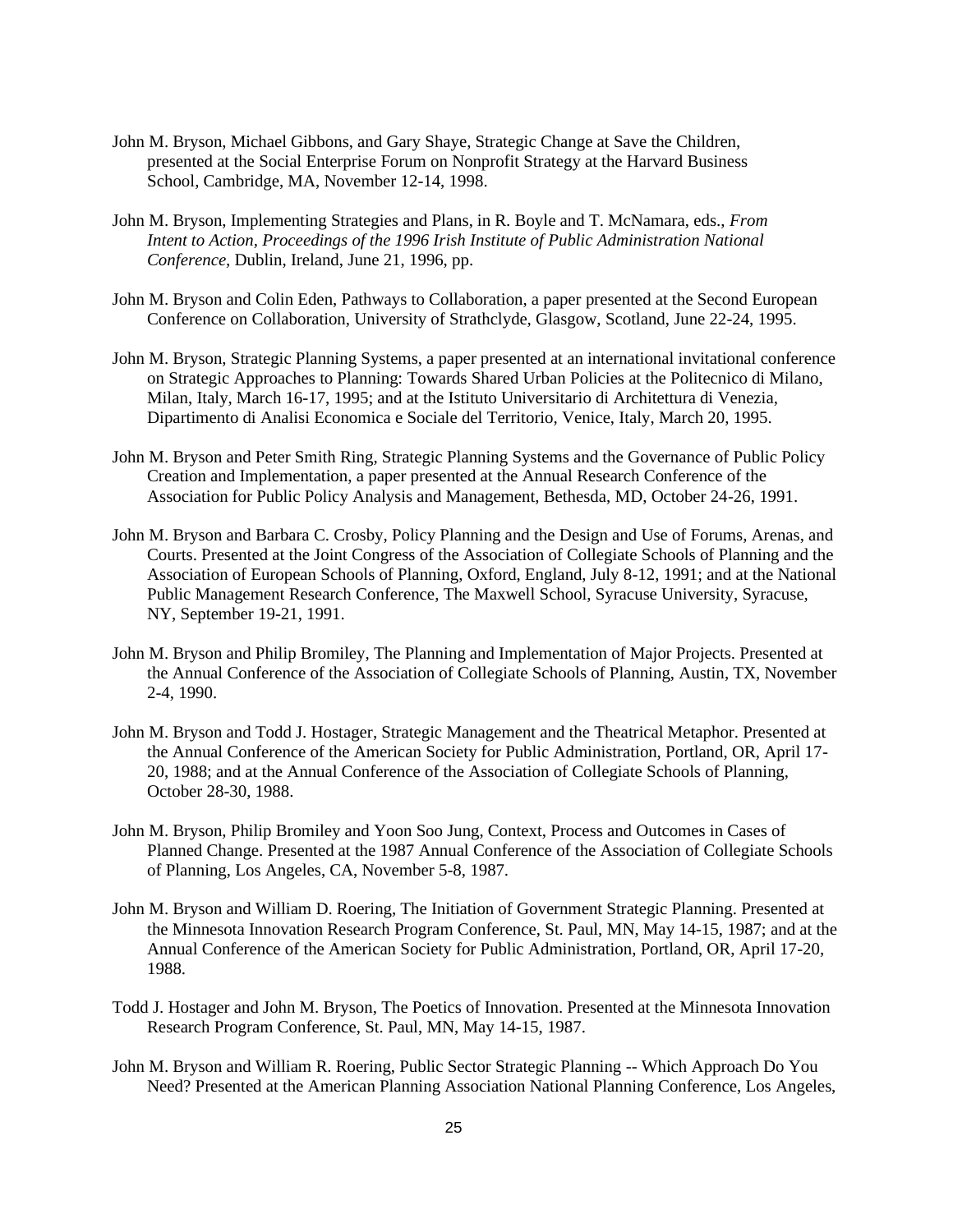John M. Bryson, Michael Gibbons, and Gary Shaye, Strategic Change at Save the Children, presented at the Social Enterprise Forum on Nonprofit Strategy at the Harvard Business School, Cambridge, MA, November 12-14, 1998.

John M. Bryson, Implementing Strategies and Plans, in R. Boyle and T. McNamara, eds., *From Intent to Action, Proceedings of the 1996 Irish Institute of Public Administration National Conference*, Dublin, Ireland, June 21, 1996, pp.

John M. Bryson and Colin Eden, Pathways to Collaboration, a paper presented at the Second European Conference on Collaboration, University of Strathclyde, Glasgow, Scotland, June 22-24, 1995.

John M. Bryson, Strategic Planning Systems, a paper presented at an international invitational conference on Strategic Approaches to Planning: Towards Shared Urban Policies at the Politecnico di Milano, Milan, Italy, March 16-17, 1995; and at the Istituto Universitario di Architettura di Venezia, Dipartimento di Analisi Economica e Sociale del Territorio, Venice, Italy, March 20, 1995.

John M. Bryson and Peter Smith Ring, Strategic Planning Systems and the Governance of Public Policy Creation and Implementation, a paper presented at the Annual Research Conference of the Association for Public Policy Analysis and Management, Bethesda, MD, October 24-26, 1991.

John M. Bryson and Barbara C. Crosby, Policy Planning and the Design and Use of Forums, Arenas, and Courts. Presented at the Joint Congress of the Association of Collegiate Schools of Planning and the Association of European Schools of Planning, Oxford, England, July 8-12, 1991; and at the National Public Management Research Conference, The Maxwell School, Syracuse University, Syracuse, NY, September 19-21, 1991.

John M. Bryson and Philip Bromiley, The Planning and Implementation of Major Projects. Presented at the Annual Conference of the Association of Collegiate Schools of Planning, Austin, TX, November 2-4, 1990.

John M. Bryson and Todd J. Hostager, Strategic Management and the Theatrical Metaphor. Presented at the Annual Conference of the American Society for Public Administration, Portland, OR, April 17-20, 1988; and at the Annual Conference of the Association of Collegiate Schools of Planning, October 28-30, 1988.

John M. Bryson, Philip Bromiley and Yoon Soo Jung, Context, Process and Outcomes in Cases of Planned Change. Presented at the 1987 Annual Conference of the Association of Collegiate Schools of Planning, Los Angeles, CA, November 5-8, 1987.

John M. Bryson and William D. Roering, The Initiation of Government Strategic Planning. Presented at the Minnesota Innovation Research Program Conference, St. Paul, MN, May 14-15, 1987; and at the Annual Conference of the American Society for Public Administration, Portland, OR, April 17-20, 1988.

Todd J. Hostager and John M. Bryson, The Poetics of Innovation. Presented at the Minnesota Innovation Research Program Conference, St. Paul, MN, May 14-15, 1987.

John M. Bryson and William R. Roering, Public Sector Strategic Planning -- Which Approach Do You Need? Presented at the American Planning Association National Planning Conference, Los Angeles,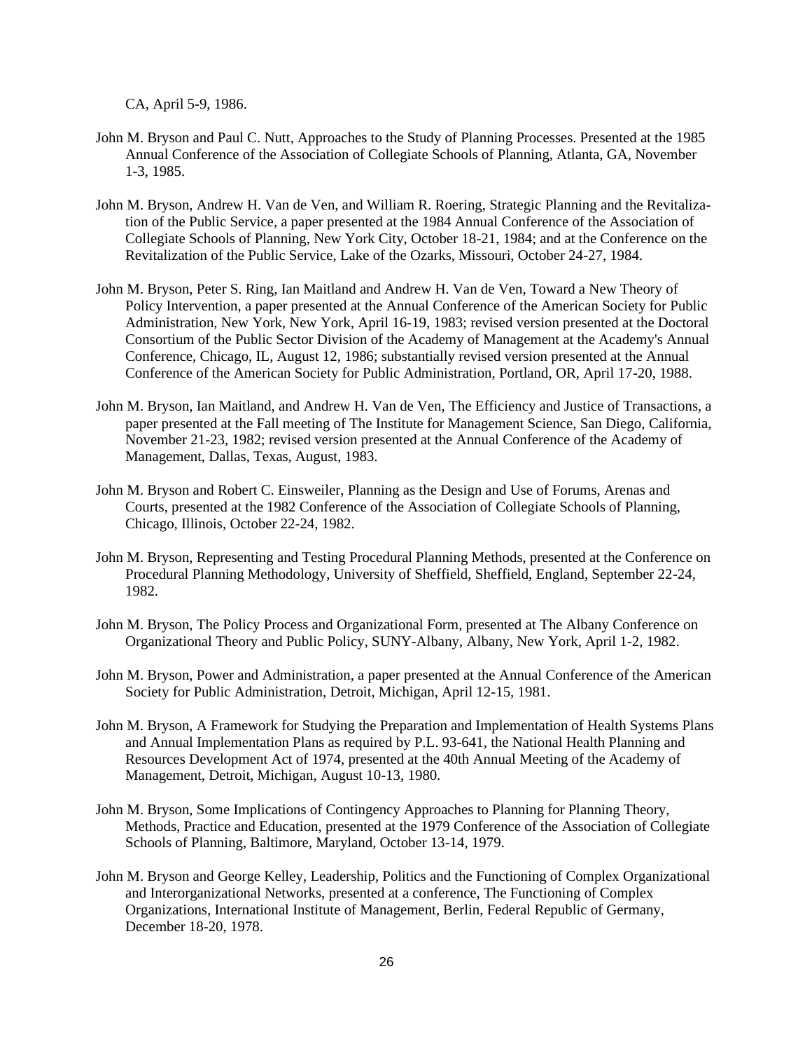CA, April 5-9, 1986.

John M. Bryson and Paul C. Nutt, Approaches to the Study of Planning Processes. Presented at the 1985 Annual Conference of the Association of Collegiate Schools of Planning, Atlanta, GA, November 1-3, 1985.

John M. Bryson, Andrew H. Van de Ven, and William R. Roering, Strategic Planning and the Revitalization of the Public Service, a paper presented at the 1984 Annual Conference of the Association of Collegiate Schools of Planning, New York City, October 18-21, 1984; and at the Conference on the Revitalization of the Public Service, Lake of the Ozarks, Missouri, October 24-27, 1984.

John M. Bryson, Peter S. Ring, Ian Maitland and Andrew H. Van de Ven, Toward a New Theory of Policy Intervention, a paper presented at the Annual Conference of the American Society for Public Administration, New York, New York, April 16-19, 1983; revised version presented at the Doctoral Consortium of the Public Sector Division of the Academy of Management at the Academy's Annual Conference, Chicago, IL, August 12, 1986; substantially revised version presented at the Annual Conference of the American Society for Public Administration, Portland, OR, April 17-20, 1988.

John M. Bryson, Ian Maitland, and Andrew H. Van de Ven, The Efficiency and Justice of Transactions, a paper presented at the Fall meeting of The Institute for Management Science, San Diego, California, November 21-23, 1982; revised version presented at the Annual Conference of the Academy of Management, Dallas, Texas, August, 1983.

John M. Bryson and Robert C. Einsweiler, Planning as the Design and Use of Forums, Arenas and Courts, presented at the 1982 Conference of the Association of Collegiate Schools of Planning, Chicago, Illinois, October 22-24, 1982.

John M. Bryson, Representing and Testing Procedural Planning Methods, presented at the Conference on Procedural Planning Methodology, University of Sheffield, Sheffield, England, September 22-24, 1982.

John M. Bryson, The Policy Process and Organizational Form, presented at The Albany Conference on Organizational Theory and Public Policy, SUNY-Albany, Albany, New York, April 1-2, 1982.

John M. Bryson, Power and Administration, a paper presented at the Annual Conference of the American Society for Public Administration, Detroit, Michigan, April 12-15, 1981.

John M. Bryson, A Framework for Studying the Preparation and Implementation of Health Systems Plans and Annual Implementation Plans as required by P.L. 93-641, the National Health Planning and Resources Development Act of 1974, presented at the 40th Annual Meeting of the Academy of Management, Detroit, Michigan, August 10-13, 1980.

John M. Bryson, Some Implications of Contingency Approaches to Planning for Planning Theory, Methods, Practice and Education, presented at the 1979 Conference of the Association of Collegiate Schools of Planning, Baltimore, Maryland, October 13-14, 1979.

John M. Bryson and George Kelley, Leadership, Politics and the Functioning of Complex Organizational and Interorganizational Networks, presented at a conference, The Functioning of Complex Organizations, International Institute of Management, Berlin, Federal Republic of Germany, December 18-20, 1978.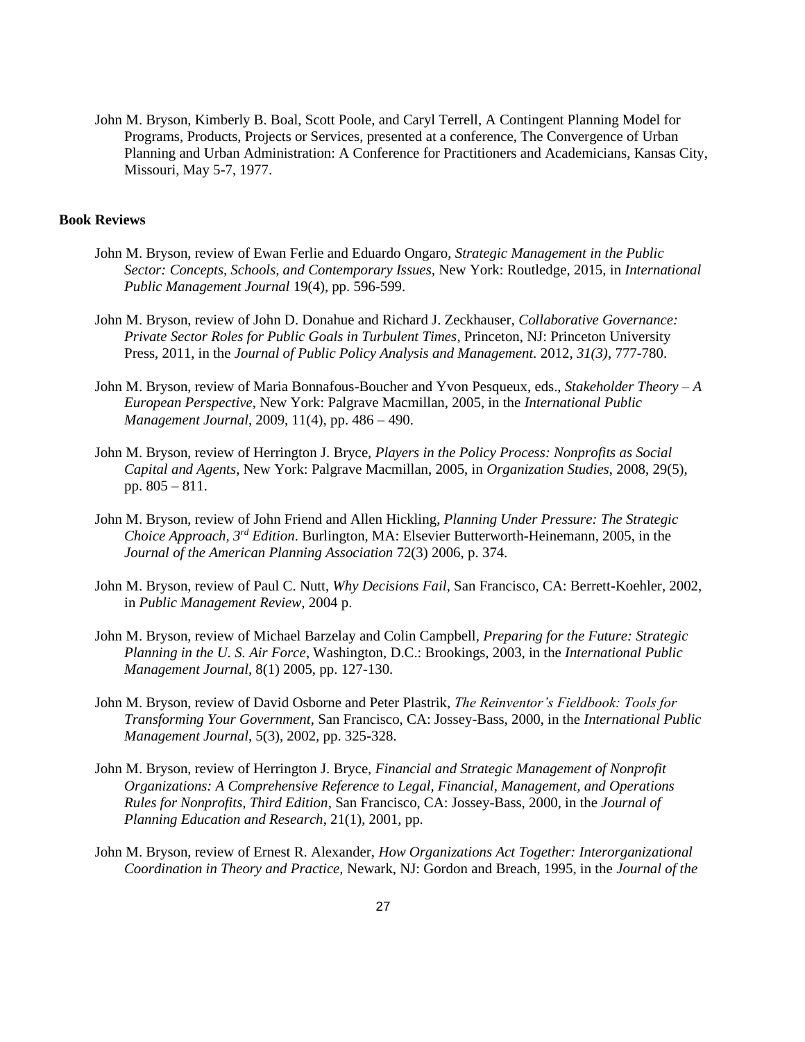John M. Bryson, Kimberly B. Boal, Scott Poole, and Caryl Terrell, A Contingent Planning Model for Programs, Products, Projects or Services, presented at a conference, The Convergence of Urban Planning and Urban Administration: A Conference for Practitioners and Academicians, Kansas City, Missouri, May 5-7, 1977.

**Book Reviews**

John M. Bryson, review of Ewan Ferlie and Eduardo Ongaro, *Strategic Management in the Public Sector: Concepts, Schools, and Contemporary Issues,* New York: Routledge, 2015, in *International Public Management Journal* 19(4), pp. 596-599.

John M. Bryson, review of John D. Donahue and Richard J. Zeckhauser, *Collaborative Governance: Private Sector Roles for Public Goals in Turbulent Times*, Princeton, NJ: Princeton University Press, 2011, in the *Journal of Public Policy Analysis and Management.* 2012, *31(3)*, 777-780.

John M. Bryson, review of Maria Bonnafous-Boucher and Yvon Pesqueux, eds., *Stakeholder Theory – A European Perspective*, New York: Palgrave Macmillan, 2005, in the *International Public Management Journal*, 2009, 11(4), pp. 486 – 490.

John M. Bryson, review of Herrington J. Bryce, *Players in the Policy Process: Nonprofits as Social Capital and Agents*, New York: Palgrave Macmillan, 2005, in *Organization Studies*, 2008, 29(5), pp. 805 – 811.

John M. Bryson, review of John Friend and Allen Hickling, *Planning Under Pressure: The Strategic Choice Approach, 3rd Edition*. Burlington, MA: Elsevier Butterworth-Heinemann, 2005, in the *Journal of the American Planning Association* 72(3) 2006, p. 374.

John M. Bryson, review of Paul C. Nutt, *Why Decisions Fail*, San Francisco, CA: Berrett-Koehler, 2002, in *Public Management Review*, 2004 p.

John M. Bryson, review of Michael Barzelay and Colin Campbell, *Preparing for the Future: Strategic Planning in the U. S. Air Force*, Washington, D.C.: Brookings, 2003, in the *International Public Management Journal*, 8(1) 2005, pp. 127-130.

John M. Bryson, review of David Osborne and Peter Plastrik, *The Reinventor's Fieldbook: Tools for Transforming Your Government*, San Francisco, CA: Jossey-Bass, 2000, in the *International Public Management Journal*, 5(3), 2002, pp. 325-328.

John M. Bryson, review of Herrington J. Bryce, *Financial and Strategic Management of Nonprofit Organizations: A Comprehensive Reference to Legal, Financial, Management, and Operations Rules for Nonprofits, Third Edition*, San Francisco, CA: Jossey-Bass, 2000, in the *Journal of Planning Education and Research*, 21(1), 2001, pp.

John M. Bryson, review of Ernest R. Alexander, *How Organizations Act Together: Interorganizational Coordination in Theory and Practice,* Newark, NJ: Gordon and Breach, 1995, in the *Journal of the*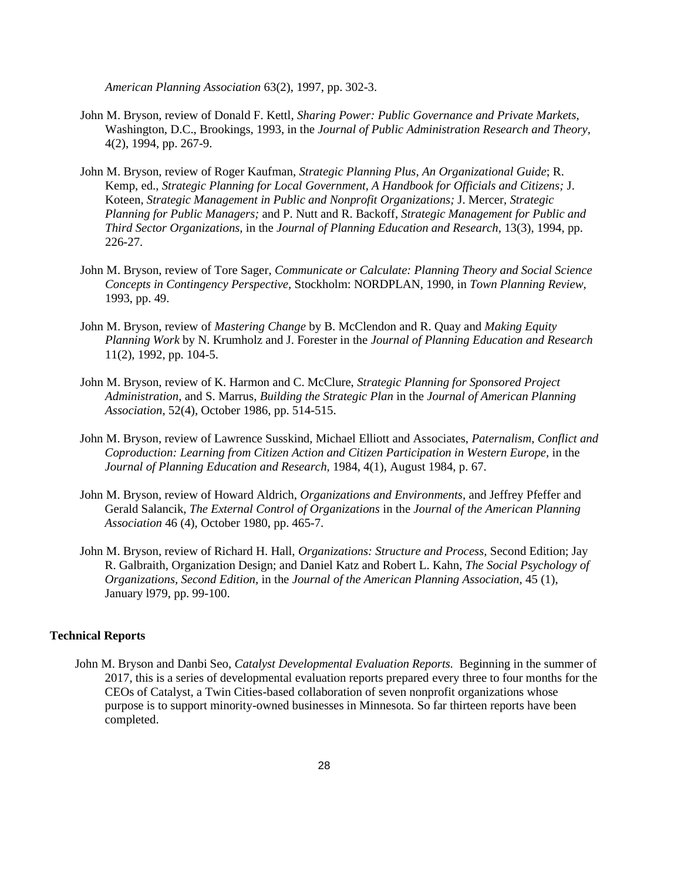*American Planning Association* 63(2), 1997, pp. 302-3.

John M. Bryson, review of Donald F. Kettl, *Sharing Power: Public Governance and Private Markets,* Washington, D.C., Brookings, 1993, in the *Journal of Public Administration Research and Theory*, 4(2), 1994, pp. 267-9.

John M. Bryson, review of Roger Kaufman, *Strategic Planning Plus, An Organizational Guide*; R. Kemp, ed., *Strategic Planning for Local Government, A Handbook for Officials and Citizens;* J. Koteen, *Strategic Management in Public and Nonprofit Organizations;* J. Mercer, *Strategic Planning for Public Managers;* and P. Nutt and R. Backoff, *Strategic Management for Public and Third Sector Organizations,* in the *Journal of Planning Education and Research*, 13(3), 1994, pp. 226-27.

John M. Bryson, review of Tore Sager, *Communicate or Calculate: Planning Theory and Social Science Concepts in Contingency Perspective*, Stockholm: NORDPLAN, 1990, in *Town Planning Review*, 1993, pp. 49.

John M. Bryson, review of *Mastering Change* by B. McClendon and R. Quay and *Making Equity Planning Work* by N. Krumholz and J. Forester in the *Journal of Planning Education and Research* 11(2), 1992, pp. 104-5.

John M. Bryson, review of K. Harmon and C. McClure, *Strategic Planning for Sponsored Project Administration*, and S. Marrus, *Building the Strategic Plan* in the *Journal of American Planning Association*, 52(4), October 1986, pp. 514-515.

John M. Bryson, review of Lawrence Susskind, Michael Elliott and Associates, *Paternalism, Conflict and Coproduction: Learning from Citizen Action and Citizen Participation in Western Europe*, in the *Journal of Planning Education and Research*, 1984, 4(1), August 1984, p. 67.

John M. Bryson, review of Howard Aldrich, *Organizations and Environments*, and Jeffrey Pfeffer and Gerald Salancik, *The External Control of Organizations* in the *Journal of the American Planning Association* 46 (4), October 1980, pp. 465-7.

John M. Bryson, review of Richard H. Hall, *Organizations: Structure and Process,* Second Edition; Jay R. Galbraith, Organization Design; and Daniel Katz and Robert L. Kahn, *The Social Psychology of Organizations, Second Edition*, in the *Journal of the American Planning Association,* 45 (1), January l979, pp. 99-100.

### Technical Reports

John M. Bryson and Danbi Seo, *Catalyst Developmental Evaluation Reports.* Beginning in the summer of 2017, this is a series of developmental evaluation reports prepared every three to four months for the CEOs of Catalyst, a Twin Cities-based collaboration of seven nonprofit organizations whose purpose is to support minority-owned businesses in Minnesota. So far thirteen reports have been completed.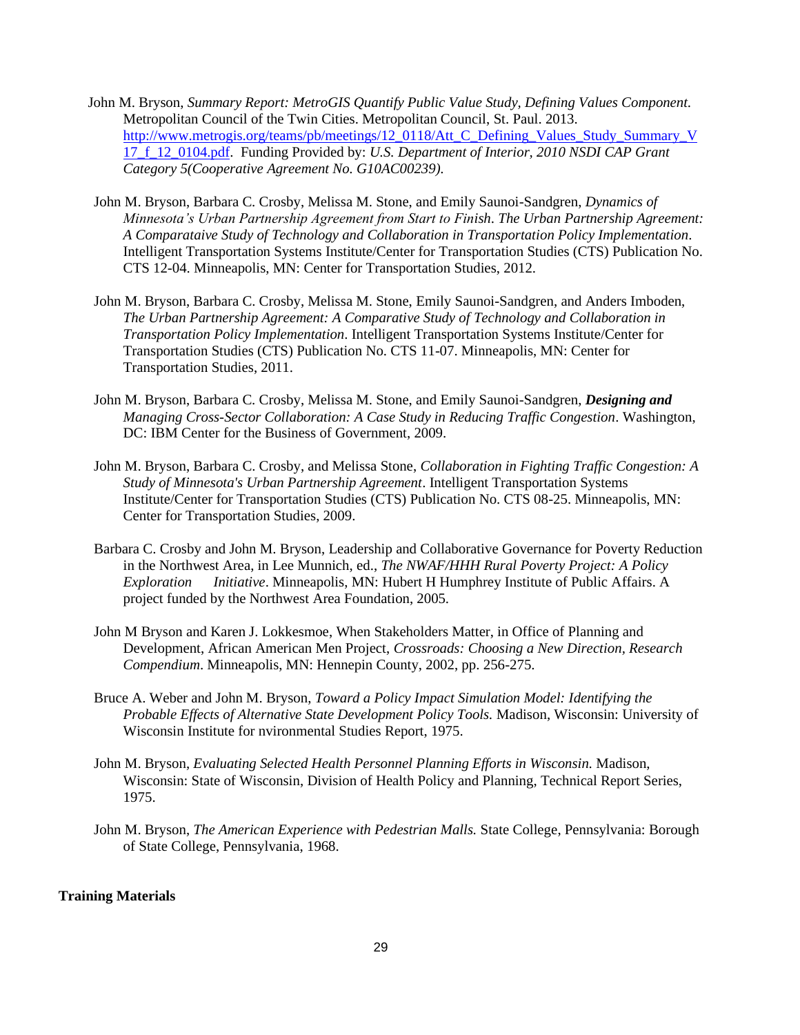John M. Bryson, *Summary Report: MetroGIS Quantify Public Value Study, Defining Values Component.* Metropolitan Council of the Twin Cities. Metropolitan Council, St. Paul. 2013. [http://www.metrogis.org/teams/pb/meetings/12_0118/Att_C_Defining_Values_Study_Summary_V17_f_12_0104.pdf](http://www.metrogis.org/teams/pb/meetings/12_0118/Att_C_Defining_Values_Study_Summary_V17_f_12_0104.pdf). Funding Provided by: *U.S. Department of Interior, 2010 NSDI CAP Grant Category 5(Cooperative Agreement No. G10AC00239).*

John M. Bryson, Barbara C. Crosby, Melissa M. Stone, and Emily Saunoi-Sandgren, *Dynamics of Minnesota's Urban Partnership Agreement from Start to Finish*. *The Urban Partnership Agreement: A Comparataive Study of Technology and Collaboration in Transportation Policy Implementation*. Intelligent Transportation Systems Institute/Center for Transportation Studies (CTS) Publication No. CTS 12-04. Minneapolis, MN: Center for Transportation Studies, 2012.

John M. Bryson, Barbara C. Crosby, Melissa M. Stone, Emily Saunoi-Sandgren, and Anders Imboden, *The Urban Partnership Agreement: A Comparative Study of Technology and Collaboration in Transportation Policy Implementation*. Intelligent Transportation Systems Institute/Center for Transportation Studies (CTS) Publication No. CTS 11-07. Minneapolis, MN: Center for Transportation Studies, 2011.

John M. Bryson, Barbara C. Crosby, Melissa M. Stone, and Emily Saunoi-Sandgren, ***Designing and*** *Managing Cross-Sector Collaboration: A Case Study in Reducing Traffic Congestion*. Washington, DC: IBM Center for the Business of Government, 2009.

John M. Bryson, Barbara C. Crosby, and Melissa Stone, *Collaboration in Fighting Traffic Congestion: A Study of Minnesota's Urban Partnership Agreement*. Intelligent Transportation Systems Institute/Center for Transportation Studies (CTS) Publication No. CTS 08-25. Minneapolis, MN: Center for Transportation Studies, 2009.

Barbara C. Crosby and John M. Bryson, Leadership and Collaborative Governance for Poverty Reduction in the Northwest Area, in Lee Munnich, ed., *The NWAF/HHH Rural Poverty Project: A Policy Exploration Initiative*. Minneapolis, MN: Hubert H Humphrey Institute of Public Affairs. A project funded by the Northwest Area Foundation, 2005.

John M Bryson and Karen J. Lokkesmoe, When Stakeholders Matter, in Office of Planning and Development, African American Men Project, *Crossroads: Choosing a New Direction, Research Compendium*. Minneapolis, MN: Hennepin County, 2002, pp. 256-275.

Bruce A. Weber and John M. Bryson, *Toward a Policy Impact Simulation Model: Identifying the Probable Effects of Alternative State Development Policy Tools.* Madison, Wisconsin: University of Wisconsin Institute for nvironmental Studies Report, 1975.

John M. Bryson, *Evaluating Selected Health Personnel Planning Efforts in Wisconsin.* Madison, Wisconsin: State of Wisconsin, Division of Health Policy and Planning, Technical Report Series, 1975.

John M. Bryson, *The American Experience with Pedestrian Malls.* State College, Pennsylvania: Borough of State College, Pennsylvania, 1968.

**Training Materials**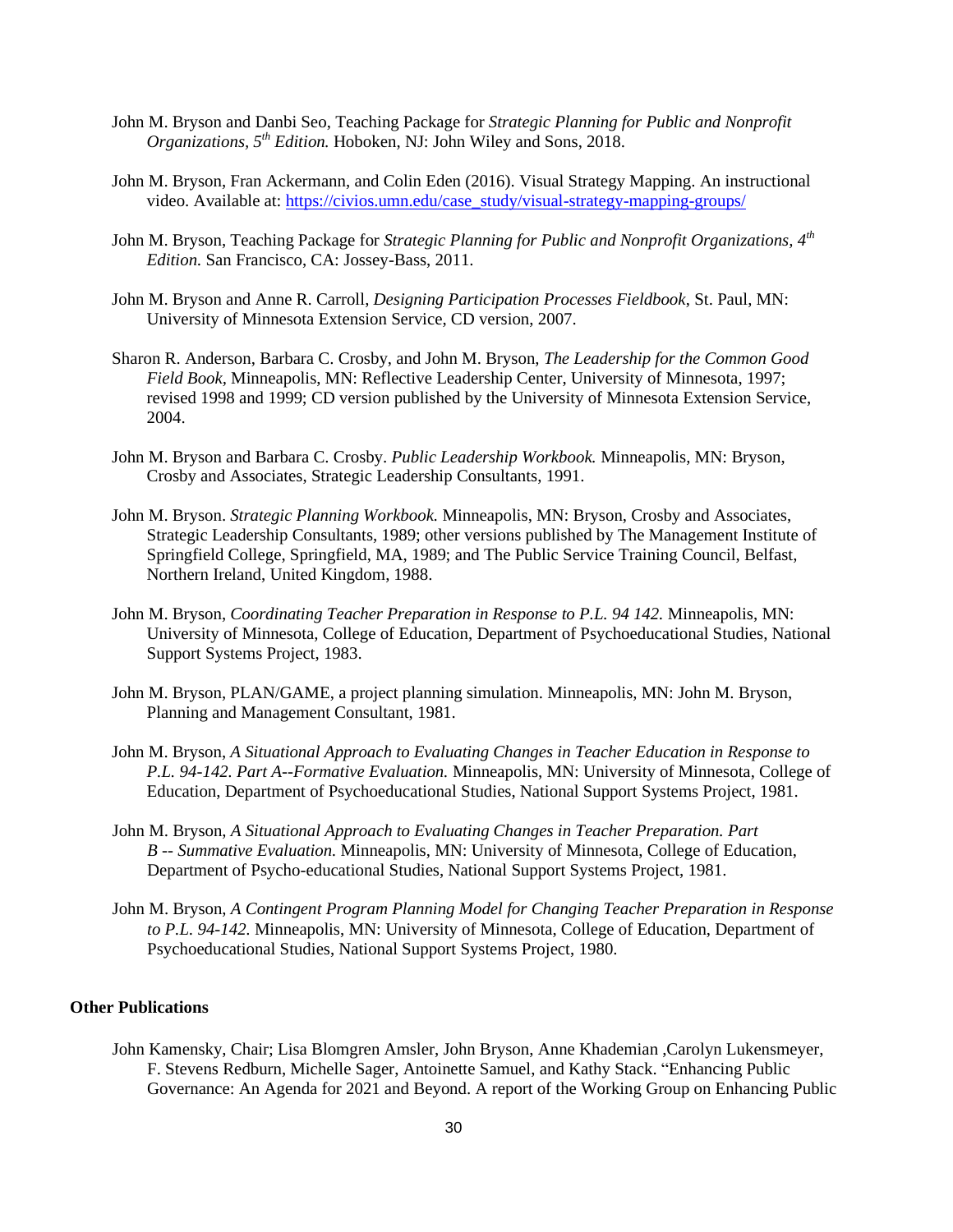John M. Bryson and Danbi Seo, Teaching Package for *Strategic Planning for Public and Nonprofit Organizations, 5th Edition.* Hoboken, NJ: John Wiley and Sons, 2018.

John M. Bryson, Fran Ackermann, and Colin Eden (2016). Visual Strategy Mapping. An instructional video. Available at: https://civios.umn.edu/case_study/visual-strategy-mapping-groups/

John M. Bryson, Teaching Package for *Strategic Planning for Public and Nonprofit Organizations, 4th Edition.* San Francisco, CA: Jossey-Bass, 2011.

John M. Bryson and Anne R. Carroll, *Designing Participation Processes Fieldbook*, St. Paul, MN: University of Minnesota Extension Service, CD version, 2007.

Sharon R. Anderson, Barbara C. Crosby, and John M. Bryson, *The Leadership for the Common Good Field Book*, Minneapolis, MN: Reflective Leadership Center, University of Minnesota, 1997; revised 1998 and 1999; CD version published by the University of Minnesota Extension Service, 2004.

John M. Bryson and Barbara C. Crosby. *Public Leadership Workbook.* Minneapolis, MN: Bryson, Crosby and Associates, Strategic Leadership Consultants, 1991.

John M. Bryson. *Strategic Planning Workbook.* Minneapolis, MN: Bryson, Crosby and Associates, Strategic Leadership Consultants, 1989; other versions published by The Management Institute of Springfield College, Springfield, MA, 1989; and The Public Service Training Council, Belfast, Northern Ireland, United Kingdom, 1988.

John M. Bryson, *Coordinating Teacher Preparation in Response to P.L. 94 142.* Minneapolis, MN: University of Minnesota, College of Education, Department of Psychoeducational Studies, National Support Systems Project, 1983.

John M. Bryson, PLAN/GAME, a project planning simulation. Minneapolis, MN: John M. Bryson, Planning and Management Consultant, 1981.

John M. Bryson, *A Situational Approach to Evaluating Changes in Teacher Education in Response to P.L. 94-142. Part A--Formative Evaluation.* Minneapolis, MN: University of Minnesota, College of Education, Department of Psychoeducational Studies, National Support Systems Project, 1981.

John M. Bryson, *A Situational Approach to Evaluating Changes in Teacher Preparation. Part B -- Summative Evaluation.* Minneapolis, MN: University of Minnesota, College of Education, Department of Psycho-educational Studies, National Support Systems Project, 1981.

John M. Bryson, *A Contingent Program Planning Model for Changing Teacher Preparation in Response to P.L. 94-142.* Minneapolis, MN: University of Minnesota, College of Education, Department of Psychoeducational Studies, National Support Systems Project, 1980.

### Other Publications

John Kamensky, Chair; Lisa Blomgren Amsler, John Bryson, Anne Khademian ,Carolyn Lukensmeyer, F. Stevens Redburn, Michelle Sager, Antoinette Samuel, and Kathy Stack. "Enhancing Public Governance: An Agenda for 2021 and Beyond. A report of the Working Group on Enhancing Public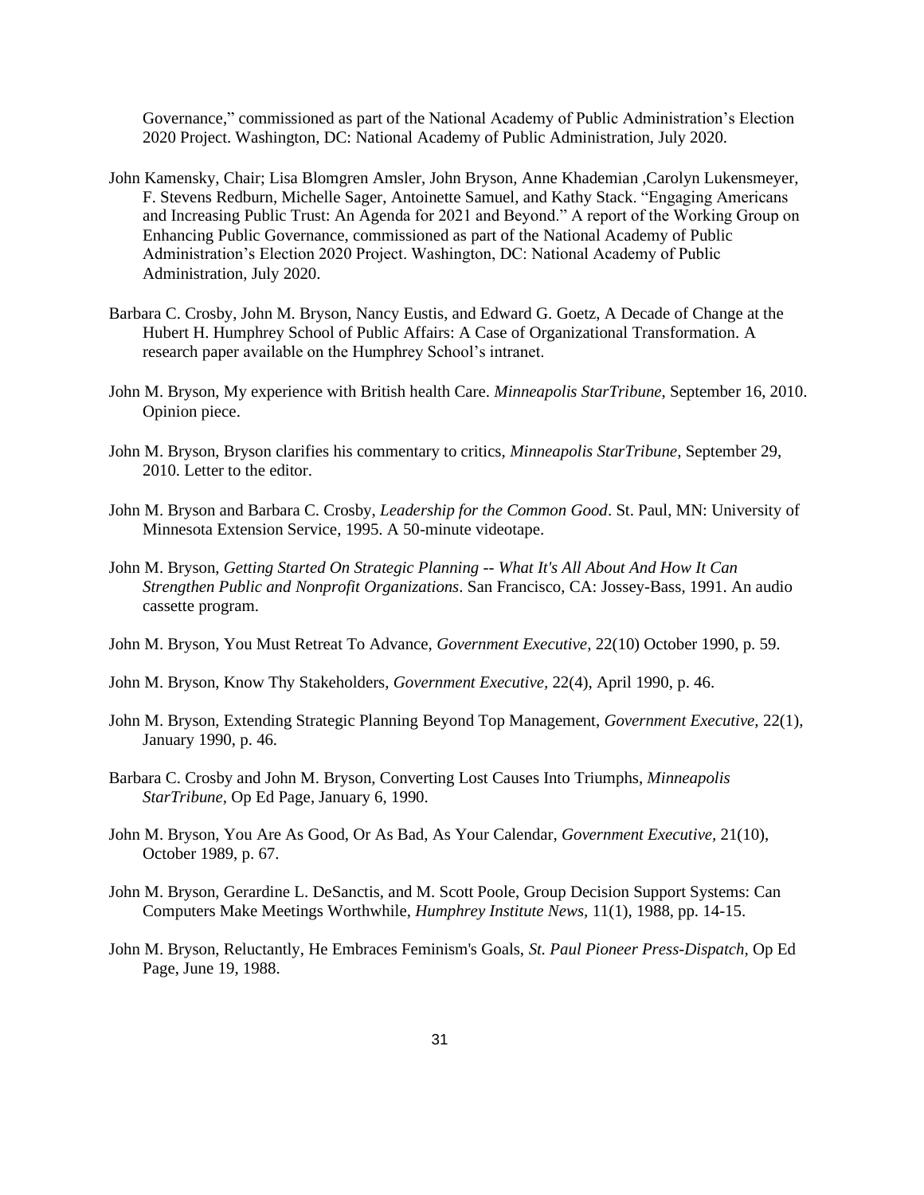Governance," commissioned as part of the National Academy of Public Administration's Election 2020 Project. Washington, DC: National Academy of Public Administration, July 2020.

John Kamensky, Chair; Lisa Blomgren Amsler, John Bryson, Anne Khademian ,Carolyn Lukensmeyer, F. Stevens Redburn, Michelle Sager, Antoinette Samuel, and Kathy Stack. "Engaging Americans and Increasing Public Trust: An Agenda for 2021 and Beyond." A report of the Working Group on Enhancing Public Governance, commissioned as part of the National Academy of Public Administration's Election 2020 Project. Washington, DC: National Academy of Public Administration, July 2020.

Barbara C. Crosby, John M. Bryson, Nancy Eustis, and Edward G. Goetz, A Decade of Change at the Hubert H. Humphrey School of Public Affairs: A Case of Organizational Transformation. A research paper available on the Humphrey School's intranet.

John M. Bryson, My experience with British health Care. *Minneapolis StarTribune*, September 16, 2010. Opinion piece.

John M. Bryson, Bryson clarifies his commentary to critics, *Minneapolis StarTribune,* September 29, 2010. Letter to the editor.

John M. Bryson and Barbara C. Crosby, *Leadership for the Common Good*. St. Paul, MN: University of Minnesota Extension Service, 1995. A 50-minute videotape.

John M. Bryson, *Getting Started On Strategic Planning -- What It's All About And How It Can Strengthen Public and Nonprofit Organizations*. San Francisco, CA: Jossey-Bass, 1991. An audio cassette program.

John M. Bryson, You Must Retreat To Advance, *Government Executive,* 22(10) October 1990, p. 59.

John M. Bryson, Know Thy Stakeholders, *Government Executive,* 22(4), April 1990, p. 46.

John M. Bryson, Extending Strategic Planning Beyond Top Management, *Government Executive,* 22(1), January 1990, p. 46.

Barbara C. Crosby and John M. Bryson, Converting Lost Causes Into Triumphs, *Minneapolis StarTribune,* Op Ed Page, January 6, 1990.

John M. Bryson, You Are As Good, Or As Bad, As Your Calendar, *Government Executive,* 21(10), October 1989, p. 67.

John M. Bryson, Gerardine L. DeSanctis, and M. Scott Poole, Group Decision Support Systems: Can Computers Make Meetings Worthwhile, *Humphrey Institute News,* 11(1), 1988, pp. 14-15.

John M. Bryson, Reluctantly, He Embraces Feminism's Goals, *St. Paul Pioneer Press-Dispatch,* Op Ed Page, June 19, 1988.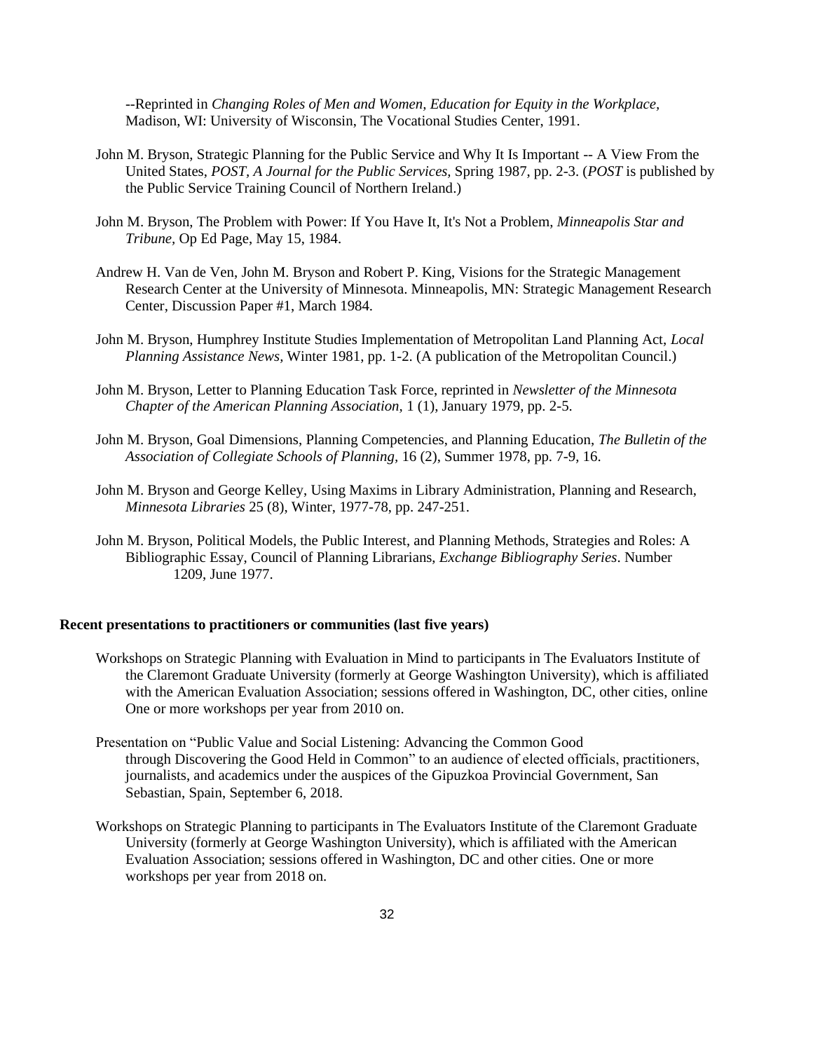--Reprinted in *Changing Roles of Men and Women, Education for Equity in the Workplace,* Madison, WI: University of Wisconsin, The Vocational Studies Center, 1991.

John M. Bryson, Strategic Planning for the Public Service and Why It Is Important -- A View From the United States, *POST, A Journal for the Public Services,* Spring 1987, pp. 2-3. (*POST* is published by the Public Service Training Council of Northern Ireland.)

John M. Bryson, The Problem with Power: If You Have It, It's Not a Problem, *Minneapolis Star and Tribune,* Op Ed Page, May 15, 1984.

Andrew H. Van de Ven, John M. Bryson and Robert P. King, Visions for the Strategic Management Research Center at the University of Minnesota. Minneapolis, MN: Strategic Management Research Center, Discussion Paper #1, March 1984.

John M. Bryson, Humphrey Institute Studies Implementation of Metropolitan Land Planning Act, *Local Planning Assistance News,* Winter 1981, pp. 1-2. (A publication of the Metropolitan Council.)

John M. Bryson, Letter to Planning Education Task Force, reprinted in *Newsletter of the Minnesota Chapter of the American Planning Association,* 1 (1), January 1979, pp. 2-5.

John M. Bryson, Goal Dimensions, Planning Competencies, and Planning Education, *The Bulletin of the Association of Collegiate Schools of Planning,* 16 (2), Summer 1978, pp. 7-9, 16.

John M. Bryson and George Kelley, Using Maxims in Library Administration, Planning and Research, *Minnesota Libraries* 25 (8), Winter, 1977-78, pp. 247-251.

John M. Bryson, Political Models, the Public Interest, and Planning Methods, Strategies and Roles: A Bibliographic Essay, Council of Planning Librarians, *Exchange Bibliography Series*. Number 1209, June 1977.

**Recent presentations to practitioners or communities (last five years)**

Workshops on Strategic Planning with Evaluation in Mind to participants in The Evaluators Institute of the Claremont Graduate University (formerly at George Washington University), which is affiliated with the American Evaluation Association; sessions offered in Washington, DC, other cities, online One or more workshops per year from 2010 on.

Presentation on "Public Value and Social Listening: Advancing the Common Good through Discovering the Good Held in Common" to an audience of elected officials, practitioners, journalists, and academics under the auspices of the Gipuzkoa Provincial Government, San Sebastian, Spain, September 6, 2018.

Workshops on Strategic Planning to participants in The Evaluators Institute of the Claremont Graduate University (formerly at George Washington University), which is affiliated with the American Evaluation Association; sessions offered in Washington, DC and other cities. One or more workshops per year from 2018 on.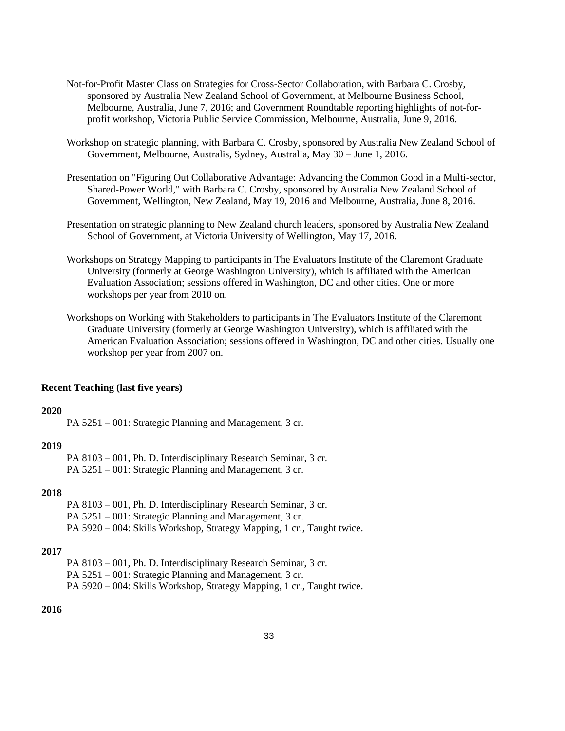Not-for-Profit Master Class on Strategies for Cross-Sector Collaboration, with Barbara C. Crosby, sponsored by Australia New Zealand School of Government, at Melbourne Business School, Melbourne, Australia, June 7, 2016; and Government Roundtable reporting highlights of not-for-profit workshop, Victoria Public Service Commission, Melbourne, Australia, June 9, 2016.

Workshop on strategic planning, with Barbara C. Crosby, sponsored by Australia New Zealand School of Government, Melbourne, Australis, Sydney, Australia, May 30 – June 1, 2016.

Presentation on "Figuring Out Collaborative Advantage: Advancing the Common Good in a Multi-sector, Shared-Power World," with Barbara C. Crosby, sponsored by Australia New Zealand School of Government, Wellington, New Zealand, May 19, 2016 and Melbourne, Australia, June 8, 2016.

Presentation on strategic planning to New Zealand church leaders, sponsored by Australia New Zealand School of Government, at Victoria University of Wellington, May 17, 2016.

Workshops on Strategy Mapping to participants in The Evaluators Institute of the Claremont Graduate University (formerly at George Washington University), which is affiliated with the American Evaluation Association; sessions offered in Washington, DC and other cities. One or more workshops per year from 2010 on.

Workshops on Working with Stakeholders to participants in The Evaluators Institute of the Claremont Graduate University (formerly at George Washington University), which is affiliated with the American Evaluation Association; sessions offered in Washington, DC and other cities. Usually one workshop per year from 2007 on.

**Recent Teaching (last five years)**

**2020**

PA 5251 – 001: Strategic Planning and Management, 3 cr.

**2019**

PA 8103 – 001, Ph. D. Interdisciplinary Research Seminar, 3 cr.
PA 5251 – 001: Strategic Planning and Management, 3 cr.

**2018**

PA 8103 – 001, Ph. D. Interdisciplinary Research Seminar, 3 cr.
PA 5251 – 001: Strategic Planning and Management, 3 cr.
PA 5920 – 004: Skills Workshop, Strategy Mapping, 1 cr., Taught twice.

**2017**

PA 8103 – 001, Ph. D. Interdisciplinary Research Seminar, 3 cr.
PA 5251 – 001: Strategic Planning and Management, 3 cr.
PA 5920 – 004: Skills Workshop, Strategy Mapping, 1 cr., Taught twice.

**2016**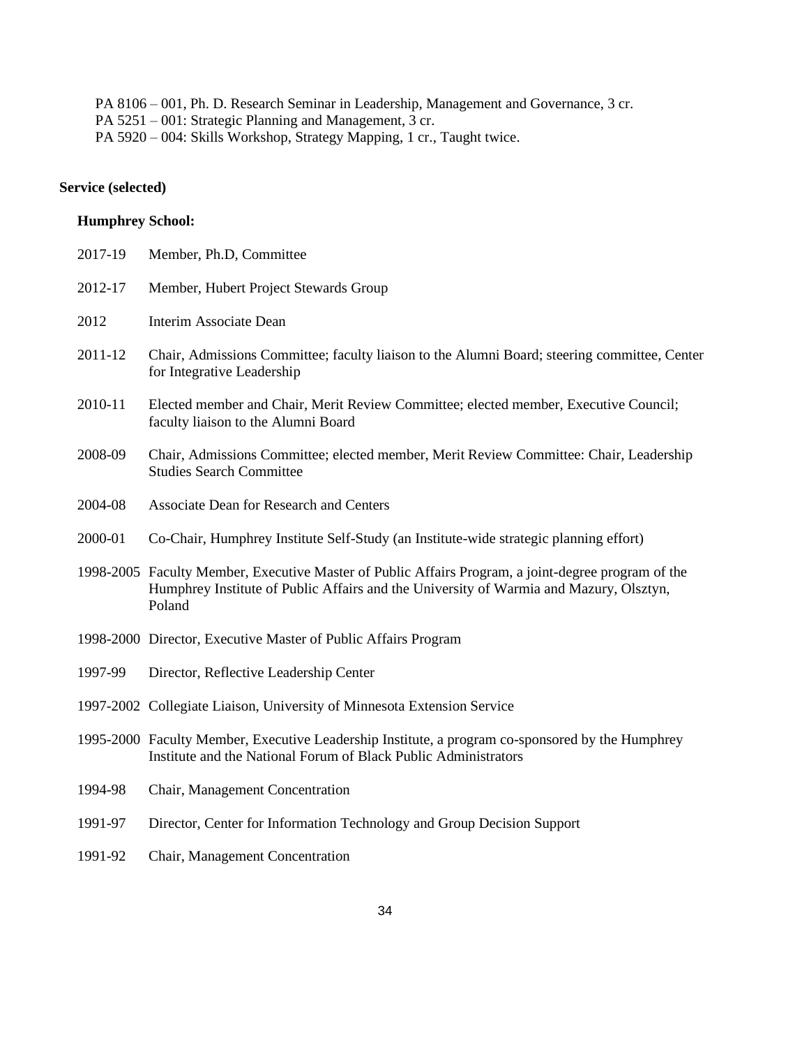PA 8106 – 001, Ph. D. Research Seminar in Leadership, Management and Governance, 3 cr.
PA 5251 – 001: Strategic Planning and Management, 3 cr.
PA 5920 – 004: Skills Workshop, Strategy Mapping, 1 cr., Taught twice.

**Service (selected)**

**Humphrey School:**

2017-19 Member, Ph.D, Committee

2012-17 Member, Hubert Project Stewards Group

2012 Interim Associate Dean

2011-12 Chair, Admissions Committee; faculty liaison to the Alumni Board; steering committee, Center for Integrative Leadership

2010-11 Elected member and Chair, Merit Review Committee; elected member, Executive Council; faculty liaison to the Alumni Board

2008-09 Chair, Admissions Committee; elected member, Merit Review Committee: Chair, Leadership Studies Search Committee

2004-08 Associate Dean for Research and Centers

2000-01 Co-Chair, Humphrey Institute Self-Study (an Institute-wide strategic planning effort)

1998-2005 Faculty Member, Executive Master of Public Affairs Program, a joint-degree program of the Humphrey Institute of Public Affairs and the University of Warmia and Mazury, Olsztyn, Poland

1998-2000 Director, Executive Master of Public Affairs Program

1997-99 Director, Reflective Leadership Center

1997-2002 Collegiate Liaison, University of Minnesota Extension Service

1995-2000 Faculty Member, Executive Leadership Institute, a program co-sponsored by the Humphrey Institute and the National Forum of Black Public Administrators

1994-98 Chair, Management Concentration

1991-97 Director, Center for Information Technology and Group Decision Support

1991-92 Chair, Management Concentration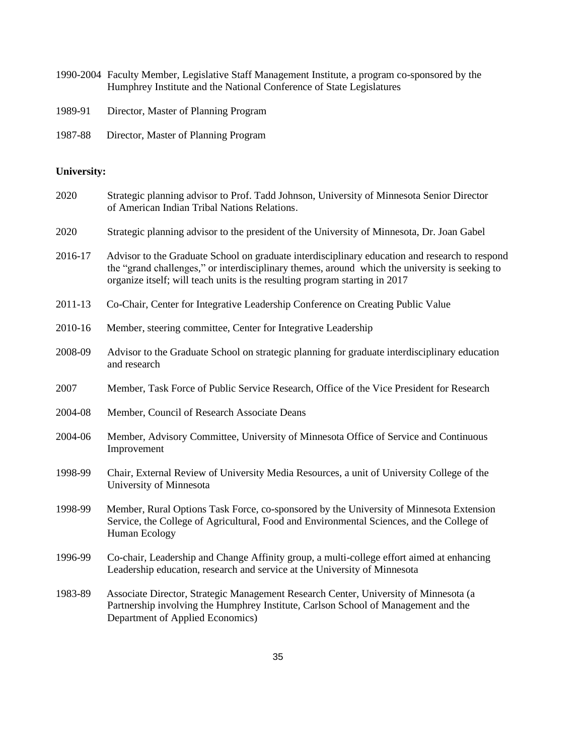1990-2004 Faculty Member, Legislative Staff Management Institute, a program co-sponsored by the Humphrey Institute and the National Conference of State Legislatures

1989-91 Director, Master of Planning Program

1987-88 Director, Master of Planning Program

**University:**

2020 Strategic planning advisor to Prof. Tadd Johnson, University of Minnesota Senior Director of American Indian Tribal Nations Relations.

2020 Strategic planning advisor to the president of the University of Minnesota, Dr. Joan Gabel

2016-17 Advisor to the Graduate School on graduate interdisciplinary education and research to respond the "grand challenges," or interdisciplinary themes, around which the university is seeking to organize itself; will teach units is the resulting program starting in 2017

2011-13 Co-Chair, Center for Integrative Leadership Conference on Creating Public Value

2010-16 Member, steering committee, Center for Integrative Leadership

2008-09 Advisor to the Graduate School on strategic planning for graduate interdisciplinary education and research

2007 Member, Task Force of Public Service Research, Office of the Vice President for Research

2004-08 Member, Council of Research Associate Deans

2004-06 Member, Advisory Committee, University of Minnesota Office of Service and Continuous Improvement

1998-99 Chair, External Review of University Media Resources, a unit of University College of the University of Minnesota

1998-99 Member, Rural Options Task Force, co-sponsored by the University of Minnesota Extension Service, the College of Agricultural, Food and Environmental Sciences, and the College of Human Ecology

1996-99 Co-chair, Leadership and Change Affinity group, a multi-college effort aimed at enhancing Leadership education, research and service at the University of Minnesota

1983-89 Associate Director, Strategic Management Research Center, University of Minnesota (a Partnership involving the Humphrey Institute, Carlson School of Management and the Department of Applied Economics)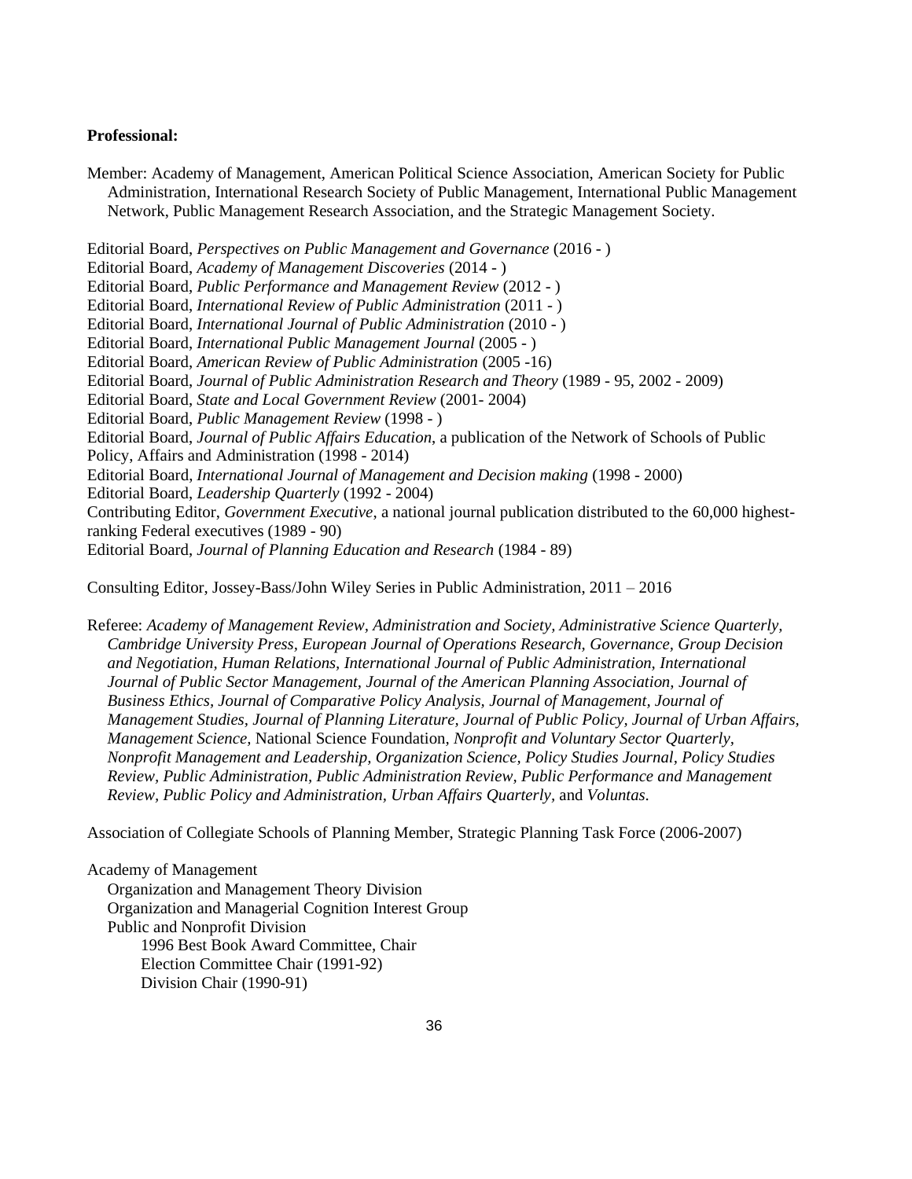**Professional:**

Member: Academy of Management, American Political Science Association, American Society for Public Administration, International Research Society of Public Management, International Public Management Network, Public Management Research Association, and the Strategic Management Society.

Editorial Board, *Perspectives on Public Management and Governance* (2016 - )
Editorial Board, *Academy of Management Discoveries* (2014 - )
Editorial Board, *Public Performance and Management Review* (2012 - )
Editorial Board, *International Review of Public Administration* (2011 - )
Editorial Board, *International Journal of Public Administration* (2010 - )
Editorial Board, *International Public Management Journal* (2005 - )
Editorial Board, *American Review of Public Administration* (2005 -16)
Editorial Board, *Journal of Public Administration Research and Theory* (1989 - 95, 2002 - 2009)
Editorial Board, *State and Local Government Review* (2001- 2004)
Editorial Board, *Public Management Review* (1998 - )
Editorial Board, *Journal of Public Affairs Education*, a publication of the Network of Schools of Public Policy, Affairs and Administration (1998 - 2014)
Editorial Board, *International Journal of Management and Decision making* (1998 - 2000)
Editorial Board, *Leadership Quarterly* (1992 - 2004)
Contributing Editor, *Government Executive*, a national journal publication distributed to the 60,000 highest-ranking Federal executives (1989 - 90)
Editorial Board, *Journal of Planning Education and Research* (1984 - 89)

Consulting Editor, Jossey-Bass/John Wiley Series in Public Administration, 2011 – 2016

Referee: *Academy of Management Review, Administration and Society, Administrative Science Quarterly, Cambridge University Press, European Journal of Operations Research, Governance, Group Decision and Negotiation, Human Relations, International Journal of Public Administration, International Journal of Public Sector Management, Journal of the American Planning Association, Journal of Business Ethics, Journal of Comparative Policy Analysis, Journal of Management, Journal of Management Studies, Journal of Planning Literature, Journal of Public Policy, Journal of Urban Affairs, Management Science,* National Science Foundation*, Nonprofit and Voluntary Sector Quarterly, Nonprofit Management and Leadership, Organization Science, Policy Studies Journal, Policy Studies Review, Public Administration, Public Administration Review, Public Performance and Management Review, Public Policy and Administration, Urban Affairs Quarterly*, and *Voluntas*.

Association of Collegiate Schools of Planning Member, Strategic Planning Task Force (2006-2007)

Academy of Management
- Organization and Management Theory Division
- Organization and Managerial Cognition Interest Group
- Public and Nonprofit Division
  - 1996 Best Book Award Committee, Chair
  - Election Committee Chair (1991-92)
  - Division Chair (1990-91)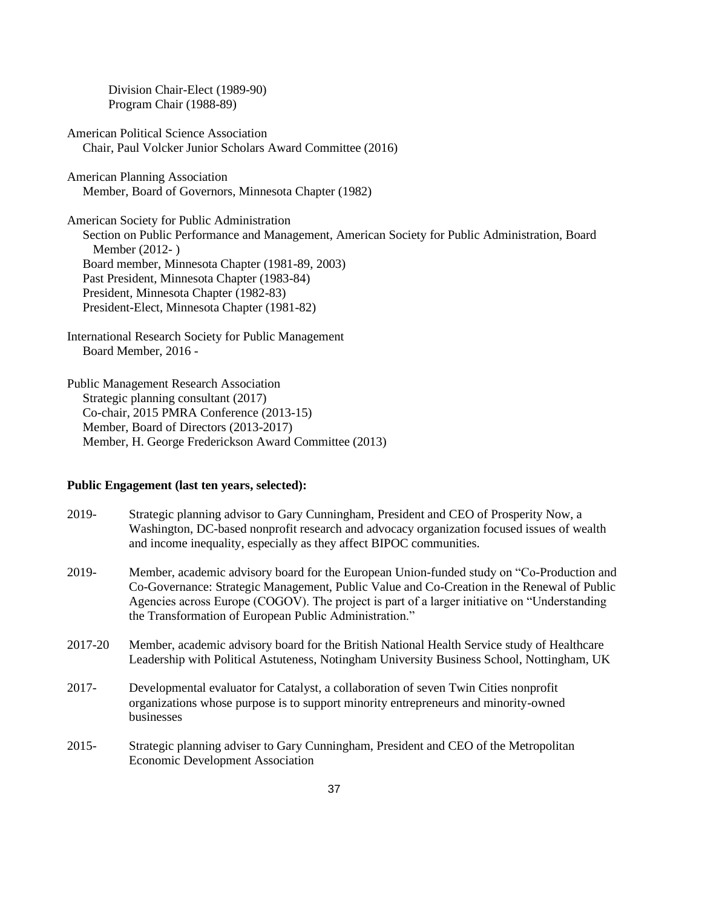Division Chair-Elect (1989-90)
Program Chair (1988-89)

American Political Science Association
Chair, Paul Volcker Junior Scholars Award Committee (2016)

American Planning Association
Member, Board of Governors, Minnesota Chapter (1982)

American Society for Public Administration
Section on Public Performance and Management, American Society for Public Administration, Board Member (2012- )
Board member, Minnesota Chapter (1981-89, 2003)
Past President, Minnesota Chapter (1983-84)
President, Minnesota Chapter (1982-83)
President-Elect, Minnesota Chapter (1981-82)

International Research Society for Public Management
Board Member, 2016 -

Public Management Research Association
Strategic planning consultant (2017)
Co-chair, 2015 PMRA Conference (2013-15)
Member, Board of Directors (2013-2017)
Member, H. George Frederickson Award Committee (2013)

**Public Engagement (last ten years, selected):**

2019- Strategic planning advisor to Gary Cunningham, President and CEO of Prosperity Now, a Washington, DC-based nonprofit research and advocacy organization focused issues of wealth and income inequality, especially as they affect BIPOC communities.

2019- Member, academic advisory board for the European Union-funded study on "Co-Production and Co-Governance: Strategic Management, Public Value and Co-Creation in the Renewal of Public Agencies across Europe (COGOV). The project is part of a larger initiative on "Understanding the Transformation of European Public Administration."

2017-20 Member, academic advisory board for the British National Health Service study of Healthcare Leadership with Political Astuteness, Notingham University Business School, Nottingham, UK

2017- Developmental evaluator for Catalyst, a collaboration of seven Twin Cities nonprofit organizations whose purpose is to support minority entrepreneurs and minority-owned businesses

2015- Strategic planning adviser to Gary Cunningham, President and CEO of the Metropolitan Economic Development Association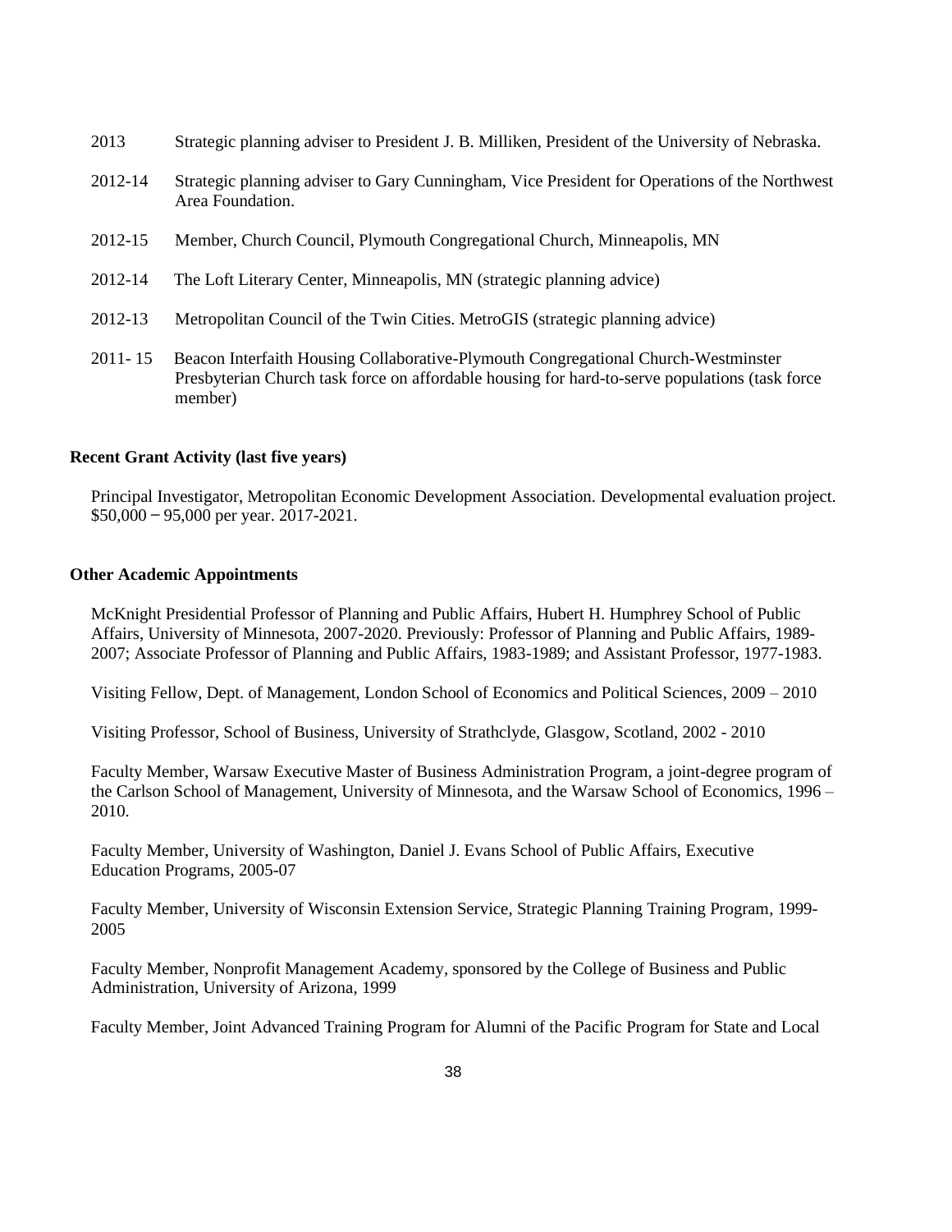2013 Strategic planning adviser to President J. B. Milliken, President of the University of Nebraska.

2012-14 Strategic planning adviser to Gary Cunningham, Vice President for Operations of the Northwest Area Foundation.

2012-15 Member, Church Council, Plymouth Congregational Church, Minneapolis, MN

2012-14 The Loft Literary Center, Minneapolis, MN (strategic planning advice)

2012-13 Metropolitan Council of the Twin Cities. MetroGIS (strategic planning advice)

2011- 15 Beacon Interfaith Housing Collaborative-Plymouth Congregational Church-Westminster Presbyterian Church task force on affordable housing for hard-to-serve populations (task force member)

**Recent Grant Activity (last five years)**

Principal Investigator, Metropolitan Economic Development Association. Developmental evaluation project. $50,000 – 95,000 per year. 2017-2021.

**Other Academic Appointments**

McKnight Presidential Professor of Planning and Public Affairs, Hubert H. Humphrey School of Public Affairs, University of Minnesota, 2007-2020. Previously: Professor of Planning and Public Affairs, 1989-2007; Associate Professor of Planning and Public Affairs, 1983-1989; and Assistant Professor, 1977-1983.

Visiting Fellow, Dept. of Management, London School of Economics and Political Sciences, 2009 – 2010

Visiting Professor, School of Business, University of Strathclyde, Glasgow, Scotland, 2002 - 2010

Faculty Member, Warsaw Executive Master of Business Administration Program, a joint-degree program of the Carlson School of Management, University of Minnesota, and the Warsaw School of Economics, 1996 – 2010.

Faculty Member, University of Washington, Daniel J. Evans School of Public Affairs, Executive Education Programs, 2005-07

Faculty Member, University of Wisconsin Extension Service, Strategic Planning Training Program, 1999-2005

Faculty Member, Nonprofit Management Academy, sponsored by the College of Business and Public Administration, University of Arizona, 1999

Faculty Member, Joint Advanced Training Program for Alumni of the Pacific Program for State and Local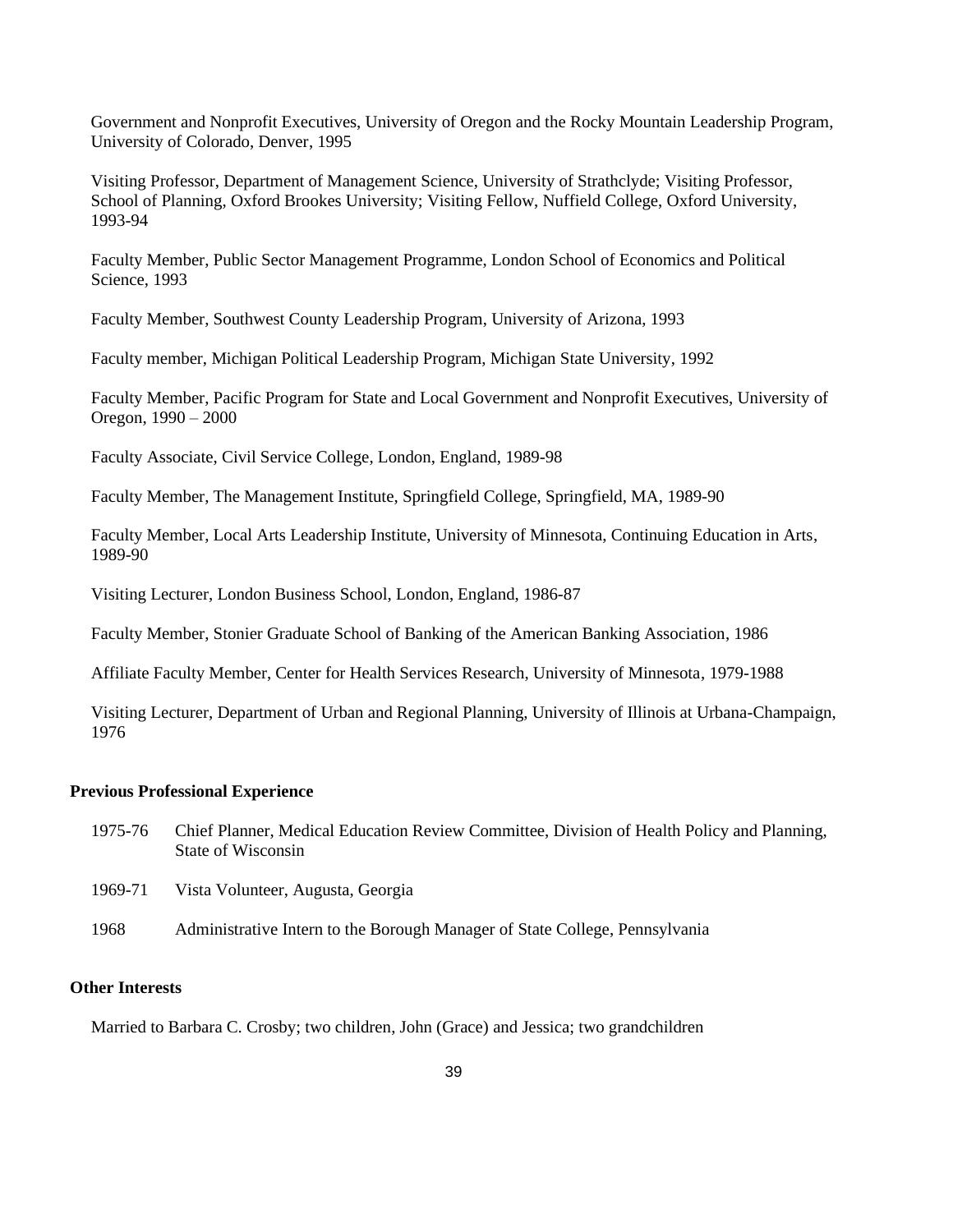Government and Nonprofit Executives, University of Oregon and the Rocky Mountain Leadership Program, University of Colorado, Denver, 1995

Visiting Professor, Department of Management Science, University of Strathclyde; Visiting Professor, School of Planning, Oxford Brookes University; Visiting Fellow, Nuffield College, Oxford University, 1993-94

Faculty Member, Public Sector Management Programme, London School of Economics and Political Science, 1993

Faculty Member, Southwest County Leadership Program, University of Arizona, 1993

Faculty member, Michigan Political Leadership Program, Michigan State University, 1992

Faculty Member, Pacific Program for State and Local Government and Nonprofit Executives, University of Oregon, 1990 – 2000

Faculty Associate, Civil Service College, London, England, 1989-98

Faculty Member, The Management Institute, Springfield College, Springfield, MA, 1989-90

Faculty Member, Local Arts Leadership Institute, University of Minnesota, Continuing Education in Arts, 1989-90

Visiting Lecturer, London Business School, London, England, 1986-87

Faculty Member, Stonier Graduate School of Banking of the American Banking Association, 1986

Affiliate Faculty Member, Center for Health Services Research, University of Minnesota, 1979-1988

Visiting Lecturer, Department of Urban and Regional Planning, University of Illinois at Urbana-Champaign, 1976

**Previous Professional Experience**

1975-76 Chief Planner, Medical Education Review Committee, Division of Health Policy and Planning, State of Wisconsin

1969-71 Vista Volunteer, Augusta, Georgia

1968 Administrative Intern to the Borough Manager of State College, Pennsylvania

**Other Interests**

Married to Barbara C. Crosby; two children, John (Grace) and Jessica; two grandchildren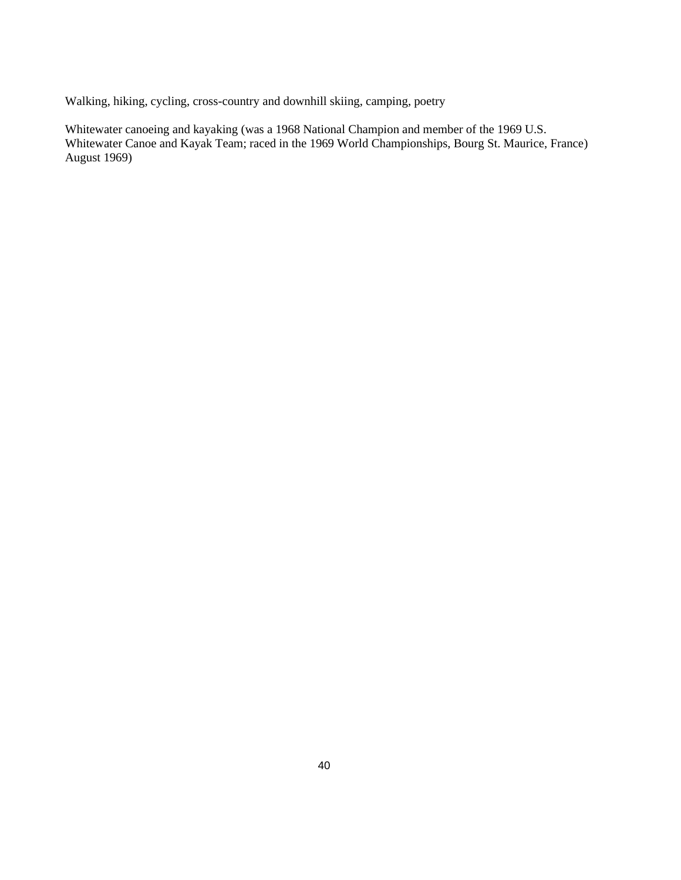Walking, hiking, cycling, cross-country and downhill skiing, camping, poetry

Whitewater canoeing and kayaking (was a 1968 National Champion and member of the 1969 U.S. Whitewater Canoe and Kayak Team; raced in the 1969 World Championships, Bourg St. Maurice, France) August 1969)